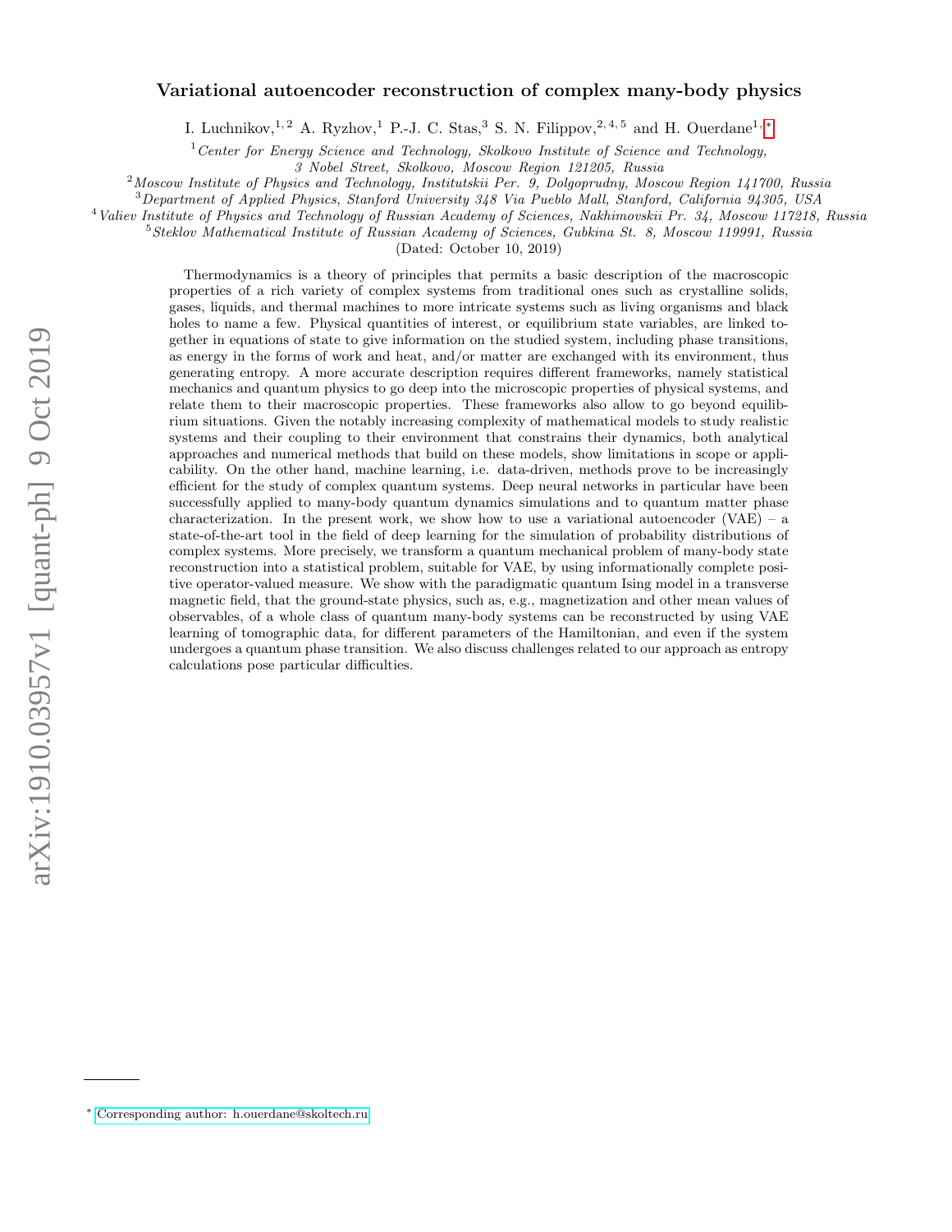# Variational autoencoder reconstruction of complex many-body physics

I. Luchnikov,[1,2] A. Ryzhov,[1] P.-J. C. Stas,[3] S. N. Filippov,[2,4,5] and H. Ouerdane[1,*]

[1] *Center for Energy Science and Technology, Skolkovo Institute of Science and Technology, 3 Nobel Street, Skolkovo, Moscow Region 121205, Russia*

[2] *Moscow Institute of Physics and Technology, Institutskii Per. 9, Dolgoprudny, Moscow Region 141700, Russia*

[3] *Department of Applied Physics, Stanford University 348 Via Pueblo Mall, Stanford, California 94305, USA*

[4] *Valiev Institute of Physics and Technology of Russian Academy of Sciences, Nakhimovskii Pr. 34, Moscow 117218, Russia*

[5] *Steklov Mathematical Institute of Russian Academy of Sciences, Gubkina St. 8, Moscow 119991, Russia*

(Dated: October 10, 2019)

Thermodynamics is a theory of principles that permits a basic description of the macroscopic properties of a rich variety of complex systems from traditional ones such as crystalline solids, gases, liquids, and thermal machines to more intricate systems such as living organisms and black holes to name a few. Physical quantities of interest, or equilibrium state variables, are linked together in equations of state to give information on the studied system, including phase transitions, as energy in the forms of work and heat, and/or matter are exchanged with its environment, thus generating entropy. A more accurate description requires different frameworks, namely statistical mechanics and quantum physics to go deep into the microscopic properties of physical systems, and relate them to their macroscopic properties. These frameworks also allow to go beyond equilibrium situations. Given the notably increasing complexity of mathematical models to study realistic systems and their coupling to their environment that constrains their dynamics, both analytical approaches and numerical methods that build on these models, show limitations in scope or applicability. On the other hand, machine learning, i.e. data-driven, methods prove to be increasingly efficient for the study of complex quantum systems. Deep neural networks in particular have been successfully applied to many-body quantum dynamics simulations and to quantum matter phase characterization. In the present work, we show how to use a variational autoencoder (VAE) – a state-of-the-art tool in the field of deep learning for the simulation of probability distributions of complex systems. More precisely, we transform a quantum mechanical problem of many-body state reconstruction into a statistical problem, suitable for VAE, by using informationally complete positive operator-valued measure. We show with the paradigmatic quantum Ising model in a transverse magnetic field, that the ground-state physics, such as, e.g., magnetization and other mean values of observables, of a whole class of quantum many-body systems can be reconstructed by using VAE learning of tomographic data, for different parameters of the Hamiltonian, and even if the system undergoes a quantum phase transition. We also discuss challenges related to our approach as entropy calculations pose particular difficulties.

[*] Corresponding author: h.ouerdane@skoltech.ru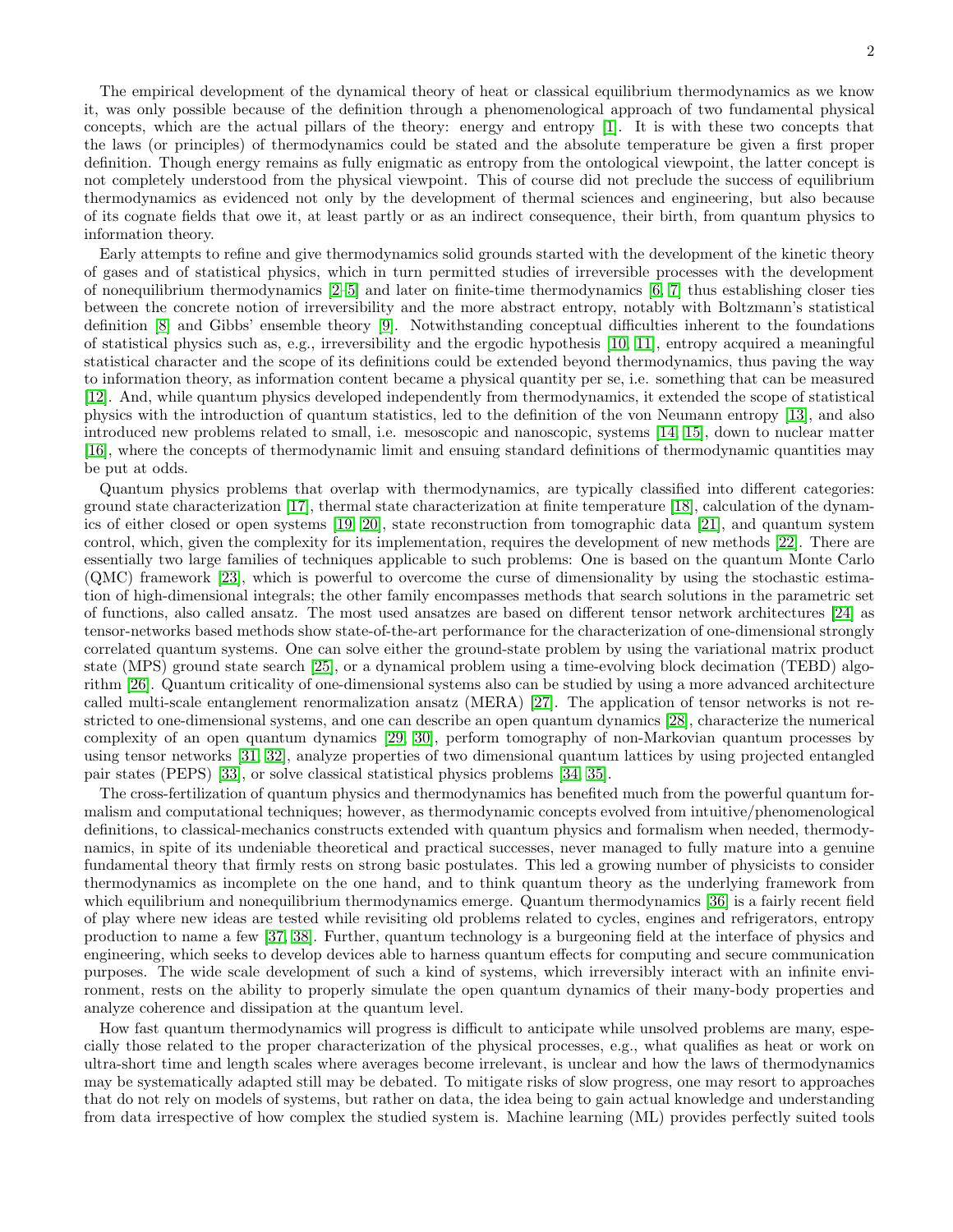The empirical development of the dynamical theory of heat or classical equilibrium thermodynamics as we know it, was only possible because of the definition through a phenomenological approach of two fundamental physical concepts, which are the actual pillars of the theory: energy and entropy [1]. It is with these two concepts that the laws (or principles) of thermodynamics could be stated and the absolute temperature be given a first proper definition. Though energy remains as fully enigmatic as entropy from the ontological viewpoint, the latter concept is not completely understood from the physical viewpoint. This of course did not preclude the success of equilibrium thermodynamics as evidenced not only by the development of thermal sciences and engineering, but also because of its cognate fields that owe it, at least partly or as an indirect consequence, their birth, from quantum physics to information theory.

Early attempts to refine and give thermodynamics solid grounds started with the development of the kinetic theory of gases and of statistical physics, which in turn permitted studies of irreversible processes with the development of nonequilibrium thermodynamics [2–5] and later on finite-time thermodynamics [6, 7] thus establishing closer ties between the concrete notion of irreversibility and the more abstract entropy, notably with Boltzmann's statistical definition [8] and Gibbs' ensemble theory [9]. Notwithstanding conceptual difficulties inherent to the foundations of statistical physics such as, e.g., irreversibility and the ergodic hypothesis [10, 11], entropy acquired a meaningful statistical character and the scope of its definitions could be extended beyond thermodynamics, thus paving the way to information theory, as information content became a physical quantity per se, i.e. something that can be measured [12]. And, while quantum physics developed independently from thermodynamics, it extended the scope of statistical physics with the introduction of quantum statistics, led to the definition of the von Neumann entropy [13], and also introduced new problems related to small, i.e. mesoscopic and nanoscopic, systems [14, 15], down to nuclear matter [16], where the concepts of thermodynamic limit and ensuing standard definitions of thermodynamic quantities may be put at odds.

Quantum physics problems that overlap with thermodynamics, are typically classified into different categories: ground state characterization [17], thermal state characterization at finite temperature [18], calculation of the dynamics of either closed or open systems [19, 20], state reconstruction from tomographic data [21], and quantum system control, which, given the complexity for its implementation, requires the development of new methods [22]. There are essentially two large families of techniques applicable to such problems: One is based on the quantum Monte Carlo (QMC) framework [23], which is powerful to overcome the curse of dimensionality by using the stochastic estimation of high-dimensional integrals; the other family encompasses methods that search solutions in the parametric set of functions, also called ansatz. The most used ansatzes are based on different tensor network architectures [24] as tensor-networks based methods show state-of-the-art performance for the characterization of one-dimensional strongly correlated quantum systems. One can solve either the ground-state problem by using the variational matrix product state (MPS) ground state search [25], or a dynamical problem using a time-evolving block decimation (TEBD) algorithm [26]. Quantum criticality of one-dimensional systems also can be studied by using a more advanced architecture called multi-scale entanglement renormalization ansatz (MERA) [27]. The application of tensor networks is not restricted to one-dimensional systems, and one can describe an open quantum dynamics [28], characterize the numerical complexity of an open quantum dynamics [29, 30], perform tomography of non-Markovian quantum processes by using tensor networks [31, 32], analyze properties of two dimensional quantum lattices by using projected entangled pair states (PEPS) [33], or solve classical statistical physics problems [34, 35].

The cross-fertilization of quantum physics and thermodynamics has benefited much from the powerful quantum formalism and computational techniques; however, as thermodynamic concepts evolved from intuitive/phenomenological definitions, to classical-mechanics constructs extended with quantum physics and formalism when needed, thermodynamics, in spite of its undeniable theoretical and practical successes, never managed to fully mature into a genuine fundamental theory that firmly rests on strong basic postulates. This led a growing number of physicists to consider thermodynamics as incomplete on the one hand, and to think quantum theory as the underlying framework from which equilibrium and nonequilibrium thermodynamics emerge. Quantum thermodynamics [36] is a fairly recent field of play where new ideas are tested while revisiting old problems related to cycles, engines and refrigerators, entropy production to name a few [37, 38]. Further, quantum technology is a burgeoning field at the interface of physics and engineering, which seeks to develop devices able to harness quantum effects for computing and secure communication purposes. The wide scale development of such a kind of systems, which irreversibly interact with an infinite environment, rests on the ability to properly simulate the open quantum dynamics of their many-body properties and analyze coherence and dissipation at the quantum level.

How fast quantum thermodynamics will progress is difficult to anticipate while unsolved problems are many, especially those related to the proper characterization of the physical processes, e.g., what qualifies as heat or work on ultra-short time and length scales where averages become irrelevant, is unclear and how the laws of thermodynamics may be systematically adapted still may be debated. To mitigate risks of slow progress, one may resort to approaches that do not rely on models of systems, but rather on data, the idea being to gain actual knowledge and understanding from data irrespective of how complex the studied system is. Machine learning (ML) provides perfectly suited tools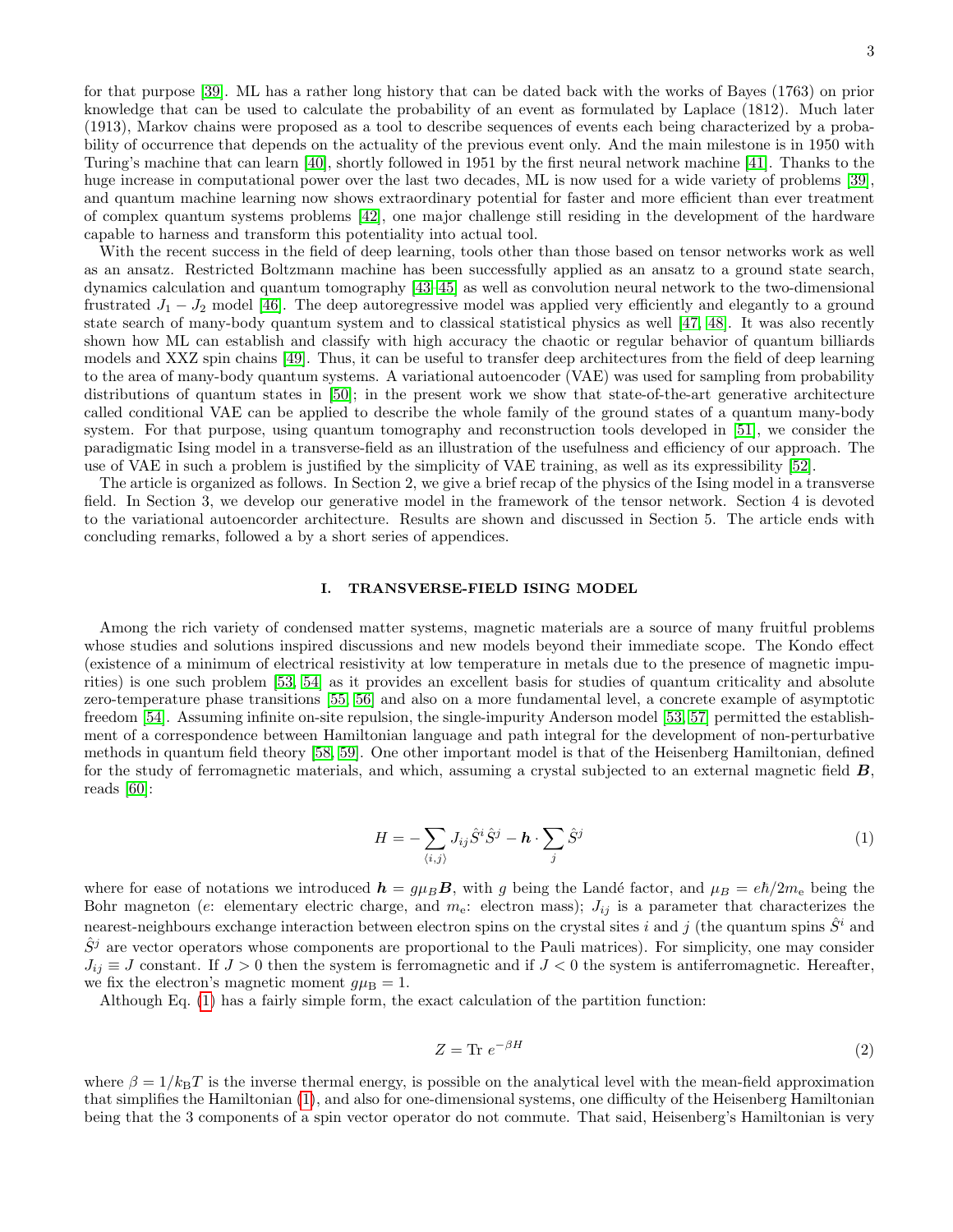for that purpose [39]. ML has a rather long history that can be dated back with the works of Bayes (1763) on prior knowledge that can be used to calculate the probability of an event as formulated by Laplace (1812). Much later (1913), Markov chains were proposed as a tool to describe sequences of events each being characterized by a probability of occurrence that depends on the actuality of the previous event only. And the main milestone is in 1950 with Turing's machine that can learn [40], shortly followed in 1951 by the first neural network machine [41]. Thanks to the huge increase in computational power over the last two decades, ML is now used for a wide variety of problems [39], and quantum machine learning now shows extraordinary potential for faster and more efficient than ever treatment of complex quantum systems problems [42], one major challenge still residing in the development of the hardware capable to harness and transform this potentiality into actual tool.

With the recent success in the field of deep learning, tools other than those based on tensor networks work as well as an ansatz. Restricted Boltzmann machine has been successfully applied as an ansatz to a ground state search, dynamics calculation and quantum tomography [43–45] as well as convolution neural network to the two-dimensional frustrated $J_1 - J_2$ model [46]. The deep autoregressive model was applied very efficiently and elegantly to a ground state search of many-body quantum system and to classical statistical physics as well [47, 48]. It was also recently shown how ML can establish and classify with high accuracy the chaotic or regular behavior of quantum billiards models and XXZ spin chains [49]. Thus, it can be useful to transfer deep architectures from the field of deep learning to the area of many-body quantum systems. A variational autoencoder (VAE) was used for sampling from probability distributions of quantum states in [50]; in the present work we show that state-of-the-art generative architecture called conditional VAE can be applied to describe the whole family of the ground states of a quantum many-body system. For that purpose, using quantum tomography and reconstruction tools developed in [51], we consider the paradigmatic Ising model in a transverse-field as an illustration of the usefulness and efficiency of our approach. The use of VAE in such a problem is justified by the simplicity of VAE training, as well as its expressibility [52].

The article is organized as follows. In Section 2, we give a brief recap of the physics of the Ising model in a transverse field. In Section 3, we develop our generative model in the framework of the tensor network. Section 4 is devoted to the variational autoencorder architecture. Results are shown and discussed in Section 5. The article ends with concluding remarks, followed a by a short series of appendices.

## I. TRANSVERSE-FIELD ISING MODEL

Among the rich variety of condensed matter systems, magnetic materials are a source of many fruitful problems whose studies and solutions inspired discussions and new models beyond their immediate scope. The Kondo effect (existence of a minimum of electrical resistivity at low temperature in metals due to the presence of magnetic impurities) is one such problem [53, 54] as it provides an excellent basis for studies of quantum criticality and absolute zero-temperature phase transitions [55, 56] and also on a more fundamental level, a concrete example of asymptotic freedom [54]. Assuming infinite on-site repulsion, the single-impurity Anderson model [53, 57] permitted the establishment of a correspondence between Hamiltonian language and path integral for the development of non-perturbative methods in quantum field theory [58, 59]. One other important model is that of the Heisenberg Hamiltonian, defined for the study of ferromagnetic materials, and which, assuming a crystal subjected to an external magnetic field $\boldsymbol{B}$, reads [60]:

$$H = -\sum_{\langle i,j \rangle} J_{ij} \hat{S}^i \hat{S}^j - \boldsymbol{h} \cdot \sum_j \hat{S}^j \tag{1}$$

where for ease of notations we introduced $\boldsymbol{h} = g\mu_B \boldsymbol{B}$, with $g$ being the Landé factor, and $\mu_B = e\hbar/2m_e$ being the Bohr magneton ($e$: elementary electric charge, and $m_e$: electron mass); $J_{ij}$ is a parameter that characterizes the nearest-neighbours exchange interaction between electron spins on the crystal sites $i$ and $j$ (the quantum spins $\hat{S}^i$ and $\hat{S}^j$ are vector operators whose components are proportional to the Pauli matrices). For simplicity, one may consider $J_{ij} \equiv J$ constant. If $J > 0$ then the system is ferromagnetic and if $J < 0$ the system is antiferromagnetic. Hereafter, we fix the electron's magnetic moment $g\mu_{\rm B} = 1$.

Although Eq. (1) has a fairly simple form, the exact calculation of the partition function:

$$Z = \text{Tr}\ e^{-\beta H} \tag{2}$$

where $\beta = 1/k_{\rm B}T$ is the inverse thermal energy, is possible on the analytical level with the mean-field approximation that simplifies the Hamiltonian (1), and also for one-dimensional systems, one difficulty of the Heisenberg Hamiltonian being that the 3 components of a spin vector operator do not commute. That said, Heisenberg's Hamiltonian is very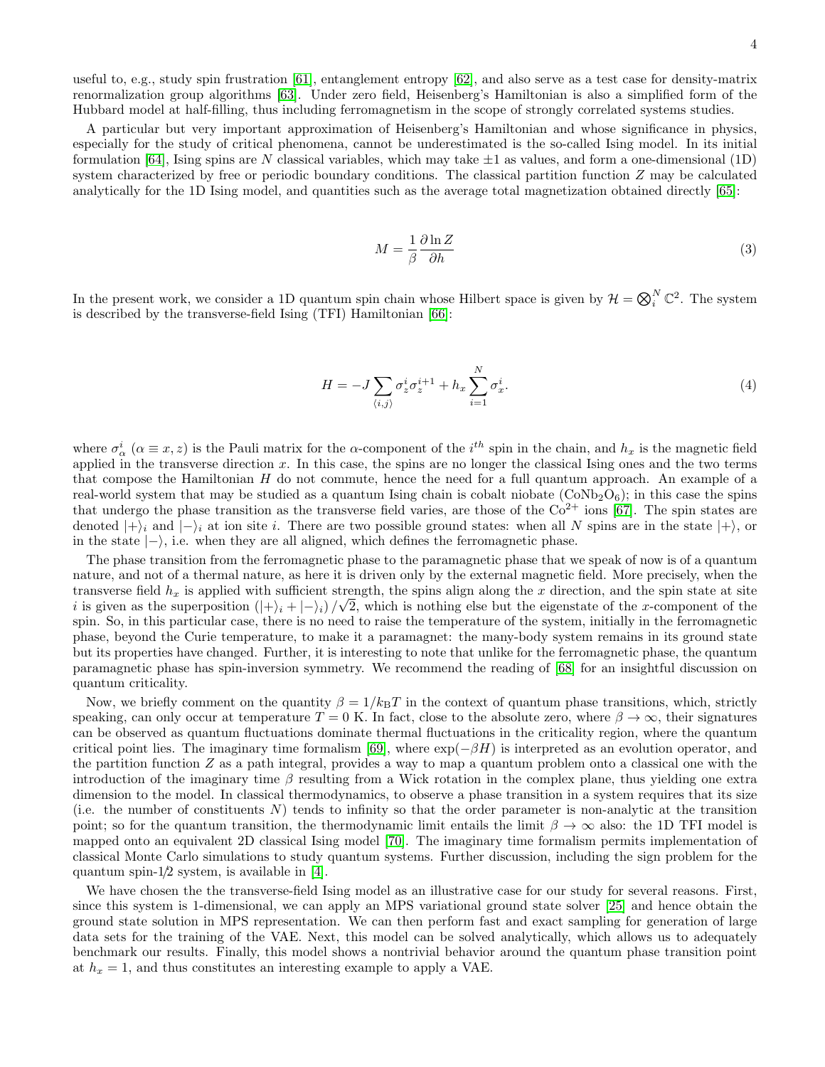useful to, e.g., study spin frustration [61], entanglement entropy [62], and also serve as a test case for density-matrix renormalization group algorithms [63]. Under zero field, Heisenberg's Hamiltonian is also a simplified form of the Hubbard model at half-filling, thus including ferromagnetism in the scope of strongly correlated systems studies.

A particular but very important approximation of Heisenberg's Hamiltonian and whose significance in physics, especially for the study of critical phenomena, cannot be underestimated is the so-called Ising model. In its initial formulation [64], Ising spins are $N$ classical variables, which may take $\pm 1$ as values, and form a one-dimensional (1D) system characterized by free or periodic boundary conditions. The classical partition function $Z$ may be calculated analytically for the 1D Ising model, and quantities such as the average total magnetization obtained directly [65]:

$$M = \frac{1}{\beta}\frac{\partial \ln Z}{\partial h} \tag{3}$$

In the present work, we consider a 1D quantum spin chain whose Hilbert space is given by $\mathcal{H} = \bigotimes_i^N \mathbb{C}^2$. The system is described by the transverse-field Ising (TFI) Hamiltonian [66]:

$$H = -J\sum_{\langle i,j\rangle} \sigma_z^i \sigma_z^{i+1} + h_x \sum_{i=1}^{N} \sigma_x^i. \tag{4}$$

where $\sigma_\alpha^i$ ($\alpha \equiv x, z$) is the Pauli matrix for the $\alpha$-component of the $i^{th}$ spin in the chain, and $h_x$ is the magnetic field applied in the transverse direction $x$. In this case, the spins are no longer the classical Ising ones and the two terms that compose the Hamiltonian $H$ do not commute, hence the need for a full quantum approach. An example of a real-world system that may be studied as a quantum Ising chain is cobalt niobate ($CoNb_2O_6$); in this case the spins that undergo the phase transition as the transverse field varies, are those of the $Co^{2+}$ ions [67]. The spin states are denoted $|+\rangle_i$ and $|-\rangle_i$ at ion site $i$. There are two possible ground states: when all $N$ spins are in the state $|+\rangle$, or in the state $|-\rangle$, i.e. when they are all aligned, which defines the ferromagnetic phase.

The phase transition from the ferromagnetic phase to the paramagnetic phase that we speak of now is of a quantum nature, and not of a thermal nature, as here it is driven only by the external magnetic field. More precisely, when the transverse field $h_x$ is applied with sufficient strength, the spins align along the $x$ direction, and the spin state at site $i$ is given as the superposition $\left(|+\rangle_i + |-\rangle_i\right)/\sqrt{2}$, which is nothing else but the eigenstate of the $x$-component of the spin. So, in this particular case, there is no need to raise the temperature of the system, initially in the ferromagnetic phase, beyond the Curie temperature, to make it a paramagnet: the many-body system remains in its ground state but its properties have changed. Further, it is interesting to note that unlike for the ferromagnetic phase, the quantum paramagnetic phase has spin-inversion symmetry. We recommend the reading of [68] for an insightful discussion on quantum criticality.

Now, we briefly comment on the quantity $\beta = 1/k_\mathrm{B}T$ in the context of quantum phase transitions, which, strictly speaking, can only occur at temperature $T = 0$ K. In fact, close to the absolute zero, where $\beta \to \infty$, their signatures can be observed as quantum fluctuations dominate thermal fluctuations in the criticality region, where the quantum critical point lies. The imaginary time formalism [69], where $\exp(-\beta H)$ is interpreted as an evolution operator, and the partition function $Z$ as a path integral, provides a way to map a quantum problem onto a classical one with the introduction of the imaginary time $\beta$ resulting from a Wick rotation in the complex plane, thus yielding one extra dimension to the model. In classical thermodynamics, to observe a phase transition in a system requires that its size (i.e. the number of constituents $N$) tends to infinity so that the order parameter is non-analytic at the transition point; so for the quantum transition, the thermodynamic limit entails the limit $\beta \to \infty$ also: the 1D TFI model is mapped onto an equivalent 2D classical Ising model [70]. The imaginary time formalism permits implementation of classical Monte Carlo simulations to study quantum systems. Further discussion, including the sign problem for the quantum spin-1/2 system, is available in [4].

We have chosen the the transverse-field Ising model as an illustrative case for our study for several reasons. First, since this system is 1-dimensional, we can apply an MPS variational ground state solver [25] and hence obtain the ground state solution in MPS representation. We can then perform fast and exact sampling for generation of large data sets for the training of the VAE. Next, this model can be solved analytically, which allows us to adequately benchmark our results. Finally, this model shows a nontrivial behavior around the quantum phase transition point at $h_x = 1$, and thus constitutes an interesting example to apply a VAE.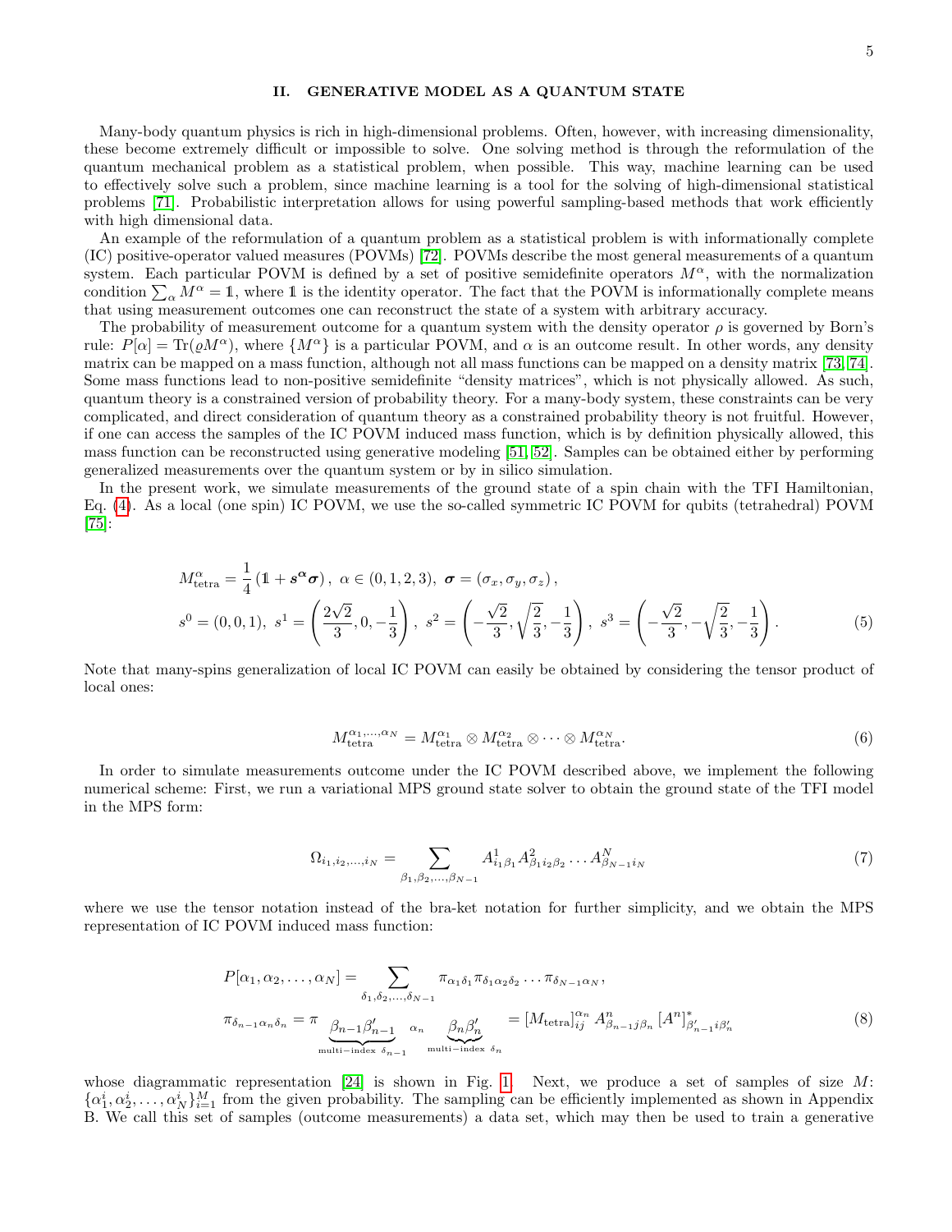## II. GENERATIVE MODEL AS A QUANTUM STATE

Many-body quantum physics is rich in high-dimensional problems. Often, however, with increasing dimensionality, these become extremely difficult or impossible to solve. One solving method is through the reformulation of the quantum mechanical problem as a statistical problem, when possible. This way, machine learning can be used to effectively solve such a problem, since machine learning is a tool for the solving of high-dimensional statistical problems [71]. Probabilistic interpretation allows for using powerful sampling-based methods that work efficiently with high dimensional data.

An example of the reformulation of a quantum problem as a statistical problem is with informationally complete (IC) positive-operator valued measures (POVMs) [72]. POVMs describe the most general measurements of a quantum system. Each particular POVM is defined by a set of positive semidefinite operators $M^\alpha$, with the normalization condition $\sum_\alpha M^\alpha = \mathbb{1}$, where $\mathbb{1}$ is the identity operator. The fact that the POVM is informationally complete means that using measurement outcomes one can reconstruct the state of a system with arbitrary accuracy.

The probability of measurement outcome for a quantum system with the density operator $\rho$ is governed by Born's rule: $P[\alpha] = \mathrm{Tr}(\varrho M^\alpha)$, where $\{M^\alpha\}$ is a particular POVM, and $\alpha$ is an outcome result. In other words, any density matrix can be mapped on a mass function, although not all mass functions can be mapped on a density matrix [73, 74]. Some mass functions lead to non-positive semidefinite "density matrices", which is not physically allowed. As such, quantum theory is a constrained version of probability theory. For a many-body system, these constraints can be very complicated, and direct consideration of quantum theory as a constrained probability theory is not fruitful. However, if one can access the samples of the IC POVM induced mass function, which is by definition physically allowed, this mass function can be reconstructed using generative modeling [51, 52]. Samples can be obtained either by performing generalized measurements over the quantum system or by in silico simulation.

In the present work, we simulate measurements of the ground state of a spin chain with the TFI Hamiltonian, Eq. (4). As a local (one spin) IC POVM, we use the so-called symmetric IC POVM for qubits (tetrahedral) POVM [75]:

$$M^\alpha_{\mathrm{tetra}} = \frac{1}{4}\left(\mathbb{1} + \boldsymbol{s^\alpha \sigma}\right),\ \alpha \in (0,1,2,3),\ \boldsymbol{\sigma} = (\sigma_x, \sigma_y, \sigma_z),$$
$$s^0 = (0,0,1),\ s^1 = \left(\frac{2\sqrt{2}}{3}, 0, -\frac{1}{3}\right),\ s^2 = \left(-\frac{\sqrt{2}}{3}, \sqrt{\frac{2}{3}}, -\frac{1}{3}\right),\ s^3 = \left(-\frac{\sqrt{2}}{3}, -\sqrt{\frac{2}{3}}, -\frac{1}{3}\right). \tag{5}$$

Note that many-spins generalization of local IC POVM can easily be obtained by considering the tensor product of local ones:

$$M^{\alpha_1,\dots,\alpha_N}_{\mathrm{tetra}} = M^{\alpha_1}_{\mathrm{tetra}} \otimes M^{\alpha_2}_{\mathrm{tetra}} \otimes \dots \otimes M^{\alpha_N}_{\mathrm{tetra}}. \tag{6}$$

In order to simulate measurements outcome under the IC POVM described above, we implement the following numerical scheme: First, we run a variational MPS ground state solver to obtain the ground state of the TFI model in the MPS form:

$$\Omega_{i_1,i_2,\dots,i_N} = \sum_{\beta_1,\beta_2,\dots,\beta_{N-1}} A^1_{i_1\beta_1} A^2_{\beta_1 i_2 \beta_2} \dots A^N_{\beta_{N-1} i_N} \tag{7}$$

where we use the tensor notation instead of the bra-ket notation for further simplicity, and we obtain the MPS representation of IC POVM induced mass function:

$$P[\alpha_1,\alpha_2,\dots,\alpha_N] = \sum_{\delta_1,\delta_2,\dots,\delta_{N-1}} \pi_{\alpha_1\delta_1}\pi_{\delta_1\alpha_2\delta_2}\dots\pi_{\delta_{N-1}\alpha_N},$$
$$\pi_{\delta_{n-1}\alpha_n\delta_n} = \pi\ \underbrace{\beta_{n-1}\beta'_{n-1}}_{\text{multi-index }\delta_{n-1}}\ \alpha_n\ \underbrace{\beta_n\beta'_n}_{\text{multi-index }\delta_n} = [M_{\mathrm{tetra}}]^{\alpha_n}_{ij}\ A^n_{\beta_{n-1}j\beta_n}\ [A^n]^*_{\beta'_{n-1}i\beta'_n} \tag{8}$$

whose diagrammatic representation [24] is shown in Fig. 1. Next, we produce a set of samples of size $M$: $\{\alpha^i_1, \alpha^i_2, \dots, \alpha^i_N\}_{i=1}^M$ from the given probability. The sampling can be efficiently implemented as shown in Appendix B. We call this set of samples (outcome measurements) a data set, which may then be used to train a generative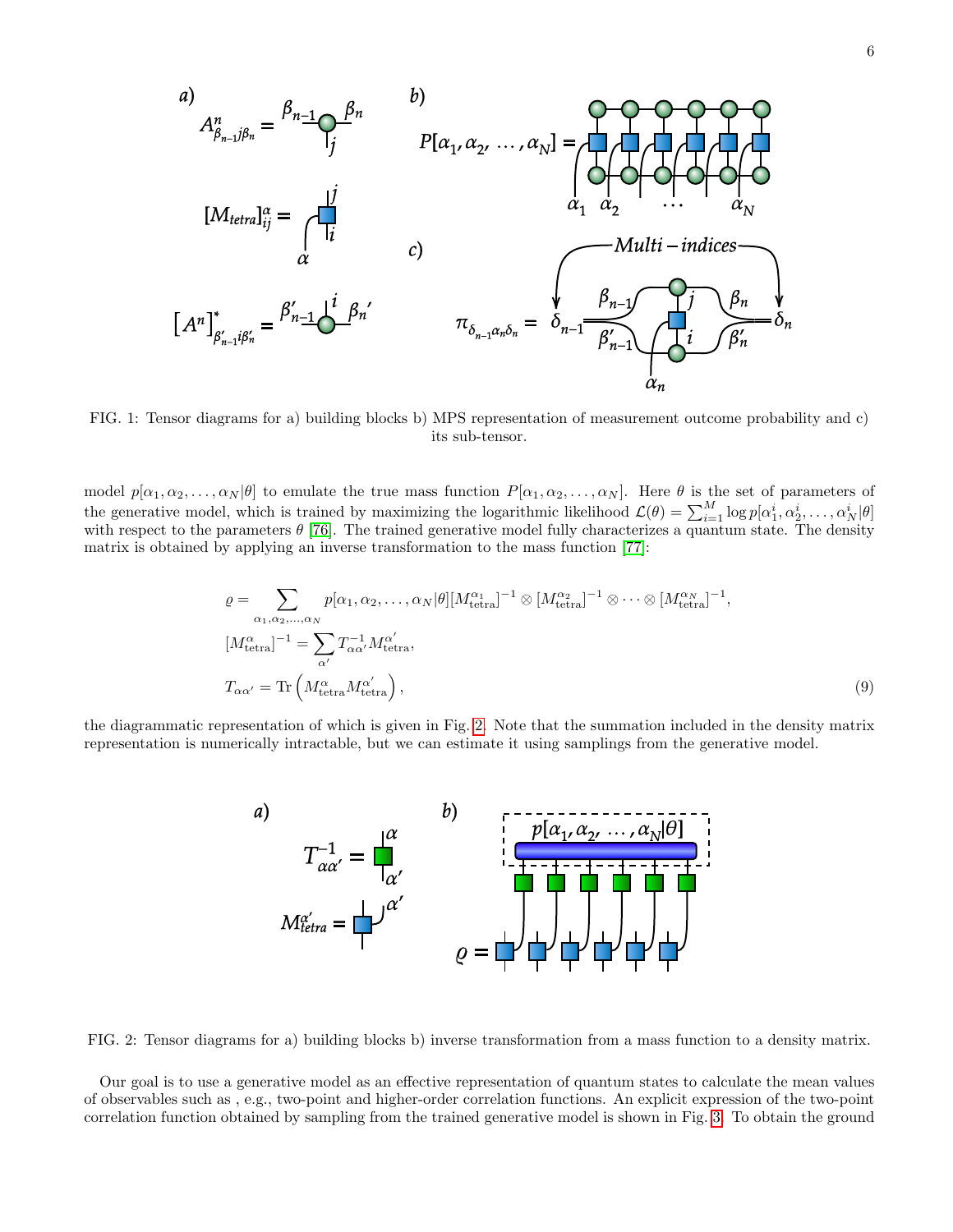FIG. 1: Tensor diagrams for a) building blocks b) MPS representation of measurement outcome probability and c) its sub-tensor.

model $p[\alpha_1, \alpha_2, \ldots, \alpha_N|\theta]$ to emulate the true mass function $P[\alpha_1, \alpha_2, \ldots, \alpha_N]$. Here $\theta$ is the set of parameters of the generative model, which is trained by maximizing the logarithmic likelihood $\mathcal{L}(\theta) = \sum_{i=1}^{M} \log p[\alpha_1^i, \alpha_2^i, \ldots, \alpha_N^i|\theta]$ with respect to the parameters $\theta$ [76]. The trained generative model fully characterizes a quantum state. The density matrix is obtained by applying an inverse transformation to the mass function [77]:

$$
\begin{aligned}
\varrho &= \sum_{\alpha_1, \alpha_2, \ldots, \alpha_N} p[\alpha_1, \alpha_2, \ldots, \alpha_N|\theta][M_{\text{tetra}}^{\alpha_1}]^{-1} \otimes [M_{\text{tetra}}^{\alpha_2}]^{-1} \otimes \cdots \otimes [M_{\text{tetra}}^{\alpha_N}]^{-1}, \\
[M_{\text{tetra}}^{\alpha}]^{-1} &= \sum_{\alpha'} T_{\alpha\alpha'}^{-1} M_{\text{tetra}}^{\alpha'}, \\
T_{\alpha\alpha'} &= \text{Tr}\left(M_{\text{tetra}}^{\alpha} M_{\text{tetra}}^{\alpha'}\right),
\end{aligned} \tag{9}
$$

the diagrammatic representation of which is given in Fig. 2. Note that the summation included in the density matrix representation is numerically intractable, but we can estimate it using samplings from the generative model.

FIG. 2: Tensor diagrams for a) building blocks b) inverse transformation from a mass function to a density matrix.

Our goal is to use a generative model as an effective representation of quantum states to calculate the mean values of observables such as , e.g., two-point and higher-order correlation functions. An explicit expression of the two-point correlation function obtained by sampling from the trained generative model is shown in Fig. 3. To obtain the ground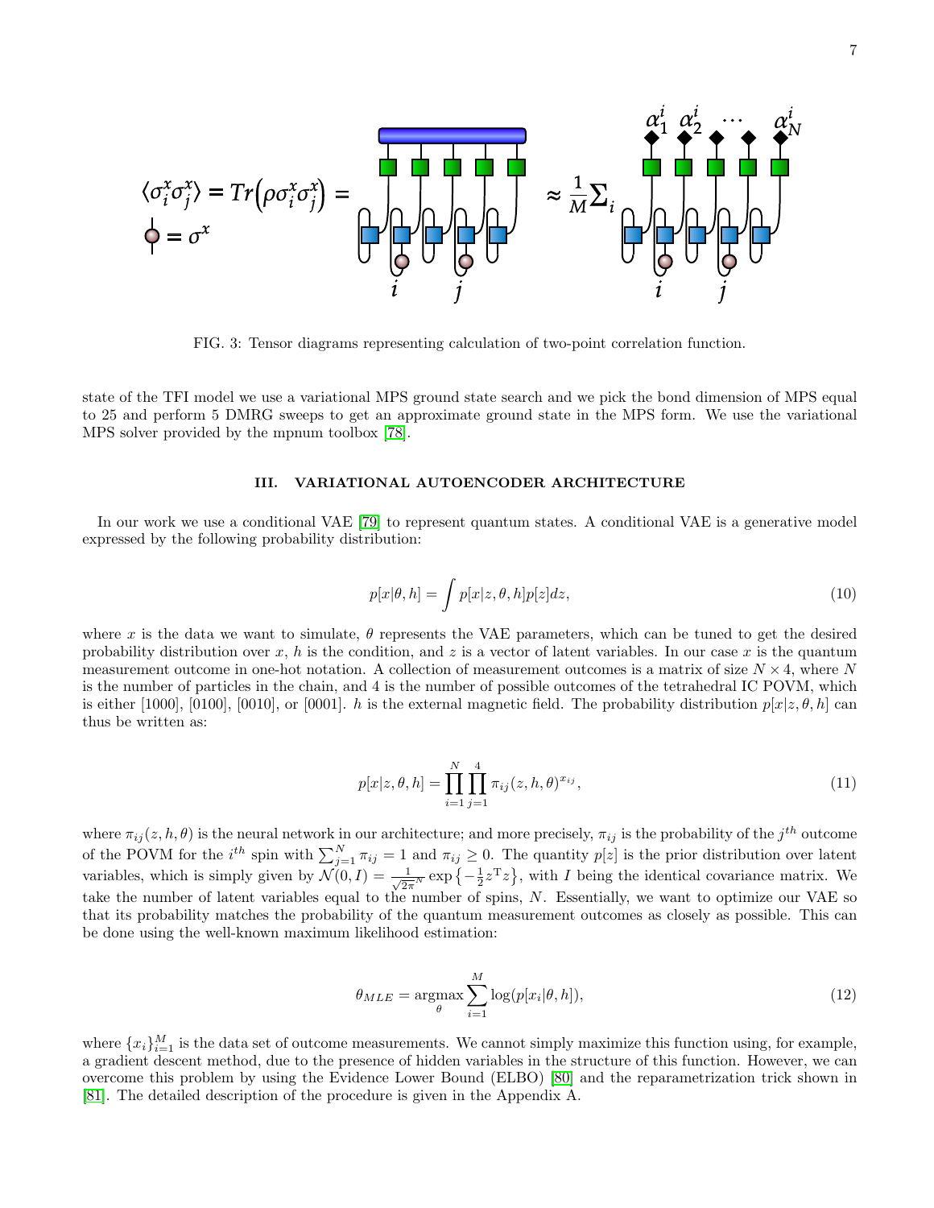FIG. 3: Tensor diagrams representing calculation of two-point correlation function.

state of the TFI model we use a variational MPS ground state search and we pick the bond dimension of MPS equal to 25 and perform 5 DMRG sweeps to get an approximate ground state in the MPS form. We use the variational MPS solver provided by the mpnum toolbox [78].

### III. VARIATIONAL AUTOENCODER ARCHITECTURE

In our work we use a conditional VAE [79] to represent quantum states. A conditional VAE is a generative model expressed by the following probability distribution:

$$p[x|\theta, h] = \int p[x|z, \theta, h]p[z]dz, \tag{10}$$

where $x$ is the data we want to simulate, $\theta$ represents the VAE parameters, which can be tuned to get the desired probability distribution over $x$, $h$ is the condition, and $z$ is a vector of latent variables. In our case $x$ is the quantum measurement outcome in one-hot notation. A collection of measurement outcomes is a matrix of size $N \times 4$, where $N$ is the number of particles in the chain, and 4 is the number of possible outcomes of the tetrahedral IC POVM, which is either [1000], [0100], [0010], or [0001]. $h$ is the external magnetic field. The probability distribution $p[x|z, \theta, h]$ can thus be written as:

$$p[x|z, \theta, h] = \prod_{i=1}^{N} \prod_{j=1}^{4} \pi_{ij}(z, h, \theta)^{x_{ij}}, \tag{11}$$

where $\pi_{ij}(z, h, \theta)$ is the neural network in our architecture; and more precisely, $\pi_{ij}$ is the probability of the $j^{th}$ outcome of the POVM for the $i^{th}$ spin with $\sum_{j=1}^{N} \pi_{ij} = 1$ and $\pi_{ij} \geq 0$. The quantity $p[z]$ is the prior distribution over latent variables, which is simply given by $\mathcal{N}(0, I) = \frac{1}{\sqrt{2\pi}^N} \exp\left\{-\frac{1}{2} z^{\mathrm{T}} z\right\}$, with $I$ being the identical covariance matrix. We take the number of latent variables equal to the number of spins, $N$. Essentially, we want to optimize our VAE so that its probability matches the probability of the quantum measurement outcomes as closely as possible. This can be done using the well-known maximum likelihood estimation:

$$\theta_{MLE} = \underset{\theta}{\operatorname{argmax}} \sum_{i=1}^{M} \log(p[x_i|\theta, h]), \tag{12}$$

where $\{x_i\}_{i=1}^{M}$ is the data set of outcome measurements. We cannot simply maximize this function using, for example, a gradient descent method, due to the presence of hidden variables in the structure of this function. However, we can overcome this problem by using the Evidence Lower Bound (ELBO) [80] and the reparametrization trick shown in [81]. The detailed description of the procedure is given in the Appendix A.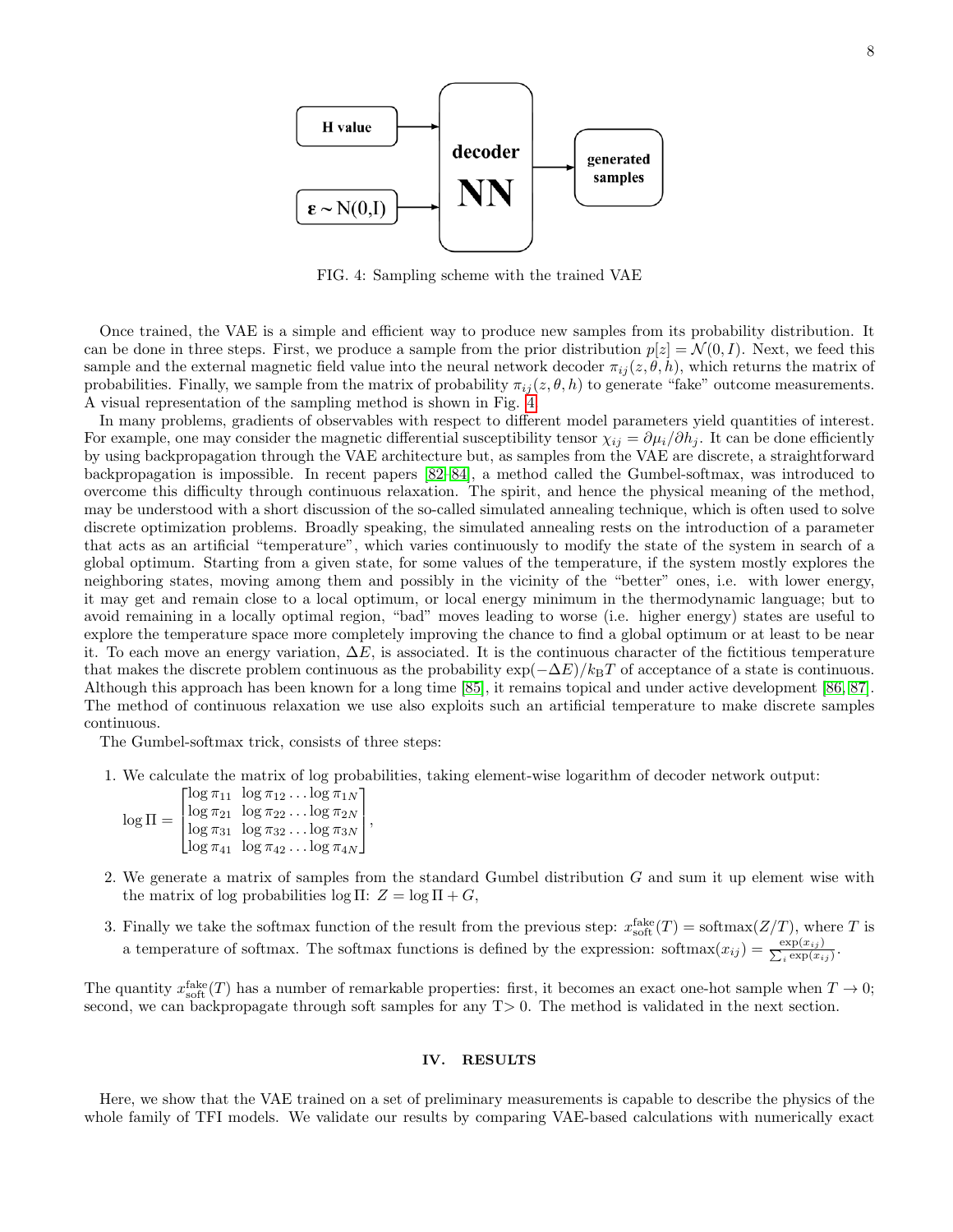FIG. 4: Sampling scheme with the trained VAE

Once trained, the VAE is a simple and efficient way to produce new samples from its probability distribution. It can be done in three steps. First, we produce a sample from the prior distribution $p[z] = \mathcal{N}(0, I)$. Next, we feed this sample and the external magnetic field value into the neural network decoder $\pi_{ij}(z, \theta, h)$, which returns the matrix of probabilities. Finally, we sample from the matrix of probability $\pi_{ij}(z, \theta, h)$ to generate "fake" outcome measurements. A visual representation of the sampling method is shown in Fig. 4.

In many problems, gradients of observables with respect to different model parameters yield quantities of interest. For example, one may consider the magnetic differential susceptibility tensor $\chi_{ij} = \partial\mu_i/\partial h_j$. It can be done efficiently by using backpropagation through the VAE architecture but, as samples from the VAE are discrete, a straightforward backpropagation is impossible. In recent papers [82–84], a method called the Gumbel-softmax, was introduced to overcome this difficulty through continuous relaxation. The spirit, and hence the physical meaning of the method, may be understood with a short discussion of the so-called simulated annealing technique, which is often used to solve discrete optimization problems. Broadly speaking, the simulated annealing rests on the introduction of a parameter that acts as an artificial "temperature", which varies continuously to modify the state of the system in search of a global optimum. Starting from a given state, for some values of the temperature, if the system mostly explores the neighboring states, moving among them and possibly in the vicinity of the "better" ones, i.e. with lower energy, it may get and remain close to a local optimum, or local energy minimum in the thermodynamic language; but to avoid remaining in a locally optimal region, "bad" moves leading to worse (i.e. higher energy) states are useful to explore the temperature space more completely improving the chance to find a global optimum or at least to be near it. To each move an energy variation, $\Delta E$, is associated. It is the continuous character of the fictitious temperature that makes the discrete problem continuous as the probability $\exp(-\Delta E)/k_{\mathrm{B}}T$ of acceptance of a state is continuous. Although this approach has been known for a long time [85], it remains topical and under active development [86, 87]. The method of continuous relaxation we use also exploits such an artificial temperature to make discrete samples continuous.

The Gumbel-softmax trick, consists of three steps:

1. We calculate the matrix of log probabilities, taking element-wise logarithm of decoder network output:
$$\log \Pi = \begin{bmatrix} \log \pi_{11} & \log \pi_{12} \ldots \log \pi_{1N} \\ \log \pi_{21} & \log \pi_{22} \ldots \log \pi_{2N} \\ \log \pi_{31} & \log \pi_{32} \ldots \log \pi_{3N} \\ \log \pi_{41} & \log \pi_{42} \ldots \log \pi_{4N} \end{bmatrix},$$

2. We generate a matrix of samples from the standard Gumbel distribution $G$ and sum it up element wise with the matrix of log probabilities $\log \Pi$: $Z = \log \Pi + G$,

3. Finally we take the softmax function of the result from the previous step: $x_{\mathrm{soft}}^{\mathrm{fake}}(T) = \mathrm{softmax}(Z/T)$, where $T$ is a temperature of softmax. The softmax functions is defined by the expression: $\mathrm{softmax}(x_{ij}) = \frac{\exp(x_{ij})}{\sum_i \exp(x_{ij})}$.

The quantity $x_{\mathrm{soft}}^{\mathrm{fake}}(T)$ has a number of remarkable properties: first, it becomes an exact one-hot sample when $T \to 0$; second, we can backpropagate through soft samples for any T> 0. The method is validated in the next section.

## IV. RESULTS

Here, we show that the VAE trained on a set of preliminary measurements is capable to describe the physics of the whole family of TFI models. We validate our results by comparing VAE-based calculations with numerically exact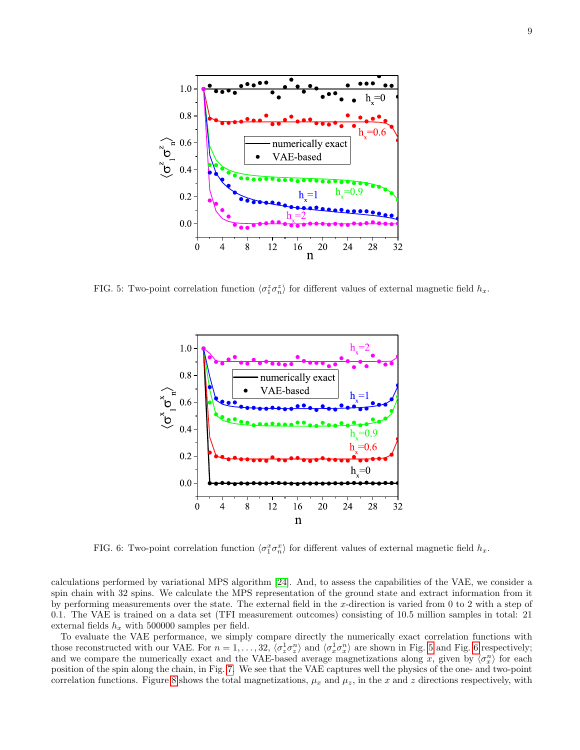FIG. 5: Two-point correlation function $\langle\sigma_1^z\sigma_n^z\rangle$ for different values of external magnetic field $h_x$.

FIG. 6: Two-point correlation function $\langle\sigma_1^x\sigma_n^x\rangle$ for different values of external magnetic field $h_x$.

calculations performed by variational MPS algorithm [24]. And, to assess the capabilities of the VAE, we consider a spin chain with 32 spins. We calculate the MPS representation of the ground state and extract information from it by performing measurements over the state. The external field in the $x$-direction is varied from 0 to 2 with a step of 0.1. The VAE is trained on a data set (TFI measurement outcomes) consisting of 10.5 million samples in total: 21 external fields $h_x$ with 500000 samples per field.

To evaluate the VAE performance, we simply compare directly the numerically exact correlation functions with those reconstructed with our VAE. For $n = 1, \ldots, 32$, $\langle\sigma_z^1\sigma_z^n\rangle$ and $\langle\sigma_x^1\sigma_x^n\rangle$ are shown in Fig. 5 and Fig. 6 respectively; and we compare the numerically exact and the VAE-based average magnetizations along $x$, given by $\langle\sigma_x^n\rangle$ for each position of the spin along the chain, in Fig. 7. We see that the VAE captures well the physics of the one- and two-point correlation functions. Figure 8 shows the total magnetizations, $\mu_x$ and $\mu_z$, in the $x$ and $z$ directions respectively, with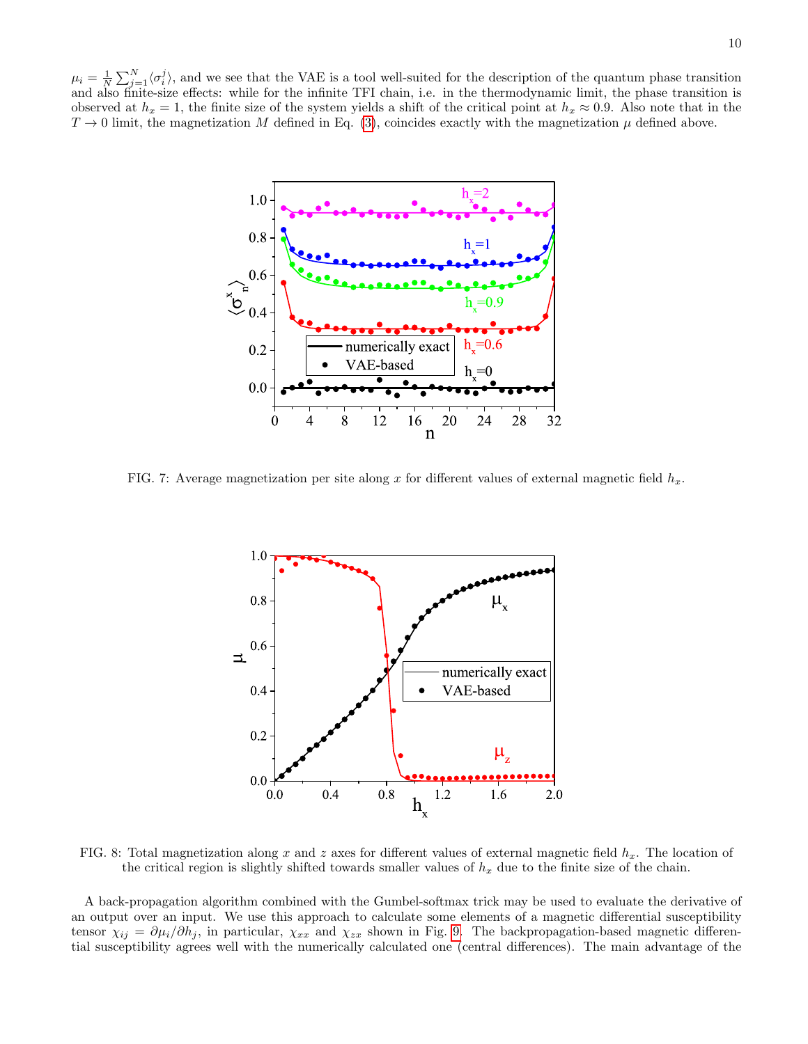$\mu_i = \frac{1}{N}\sum_{j=1}^{N}\langle\sigma_i^j\rangle$, and we see that the VAE is a tool well-suited for the description of the quantum phase transition and also finite-size effects: while for the infinite TFI chain, i.e. in the thermodynamic limit, the phase transition is observed at $h_x = 1$, the finite size of the system yields a shift of the critical point at $h_x \approx 0.9$. Also note that in the $T \to 0$ limit, the magnetization $M$ defined in Eq. (3), coincides exactly with the magnetization $\mu$ defined above.

FIG. 7: Average magnetization per site along $x$ for different values of external magnetic field $h_x$.

FIG. 8: Total magnetization along $x$ and $z$ axes for different values of external magnetic field $h_x$. The location of the critical region is slightly shifted towards smaller values of $h_x$ due to the finite size of the chain.

A back-propagation algorithm combined with the Gumbel-softmax trick may be used to evaluate the derivative of an output over an input. We use this approach to calculate some elements of a magnetic differential susceptibility tensor $\chi_{ij} = \partial\mu_i/\partial h_j$, in particular, $\chi_{xx}$ and $\chi_{zx}$ shown in Fig. 9. The backpropagation-based magnetic differential susceptibility agrees well with the numerically calculated one (central differences). The main advantage of the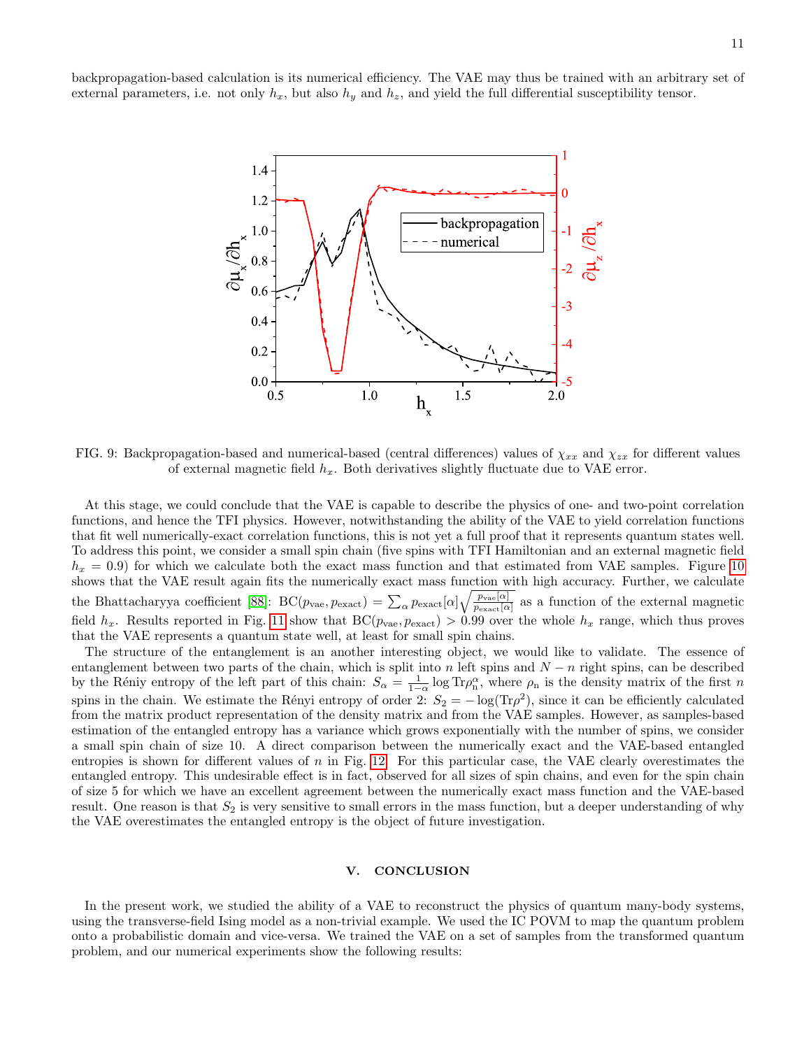backpropagation-based calculation is its numerical efficiency. The VAE may thus be trained with an arbitrary set of external parameters, i.e. not only $h_x$, but also $h_y$ and $h_z$, and yield the full differential susceptibility tensor.

FIG. 9: Backpropagation-based and numerical-based (central differences) values of $\chi_{xx}$ and $\chi_{zx}$ for different values of external magnetic field $h_x$. Both derivatives slightly fluctuate due to VAE error.

At this stage, we could conclude that the VAE is capable to describe the physics of one- and two-point correlation functions, and hence the TFI physics. However, notwithstanding the ability of the VAE to yield correlation functions that fit well numerically-exact correlation functions, this is not yet a full proof that it represents quantum states well. To address this point, we consider a small spin chain (five spins with TFI Hamiltonian and an external magnetic field $h_x = 0.9$) for which we calculate both the exact mass function and that estimated from VAE samples. Figure 10 shows that the VAE result again fits the numerically exact mass function with high accuracy. Further, we calculate the Bhattacharyya coefficient [88]: $\mathrm{BC}(p_{\mathrm{vae}}, p_{\mathrm{exact}}) = \sum_\alpha p_{\mathrm{exact}}[\alpha]\sqrt{\frac{p_{\mathrm{vae}}[\alpha]}{p_{\mathrm{exact}}[\alpha]}}$ as a function of the external magnetic field $h_x$. Results reported in Fig. 11 show that $\mathrm{BC}(p_{\mathrm{vae}}, p_{\mathrm{exact}}) > 0.99$ over the whole $h_x$ range, which thus proves that the VAE represents a quantum state well, at least for small spin chains.

The structure of the entanglement is an another interesting object, we would like to validate. The essence of entanglement between two parts of the chain, which is split into $n$ left spins and $N - n$ right spins, can be described by the Rényi entropy of the left part of this chain: $S_\alpha = \frac{1}{1-\alpha}\log \mathrm{Tr}\rho_{\mathrm{n}}^\alpha$, where $\rho_{\mathrm{n}}$ is the density matrix of the first $n$ spins in the chain. We estimate the Rényi entropy of order 2: $S_2 = -\log(\mathrm{Tr}\rho^2)$, since it can be efficiently calculated from the matrix product representation of the density matrix and from the VAE samples. However, as samples-based estimation of the entangled entropy has a variance which grows exponentially with the number of spins, we consider a small spin chain of size 10. A direct comparison between the numerically exact and the VAE-based entangled entropies is shown for different values of $n$ in Fig. 12. For this particular case, the VAE clearly overestimates the entangled entropy. This undesirable effect is in fact, observed for all sizes of spin chains, and even for the spin chain of size 5 for which we have an excellent agreement between the numerically exact mass function and the VAE-based result. One reason is that $S_2$ is very sensitive to small errors in the mass function, but a deeper understanding of why the VAE overestimates the entangled entropy is the object of future investigation.

## V. CONCLUSION

In the present work, we studied the ability of a VAE to reconstruct the physics of quantum many-body systems, using the transverse-field Ising model as a non-trivial example. We used the IC POVM to map the quantum problem onto a probabilistic domain and vice-versa. We trained the VAE on a set of samples from the transformed quantum problem, and our numerical experiments show the following results: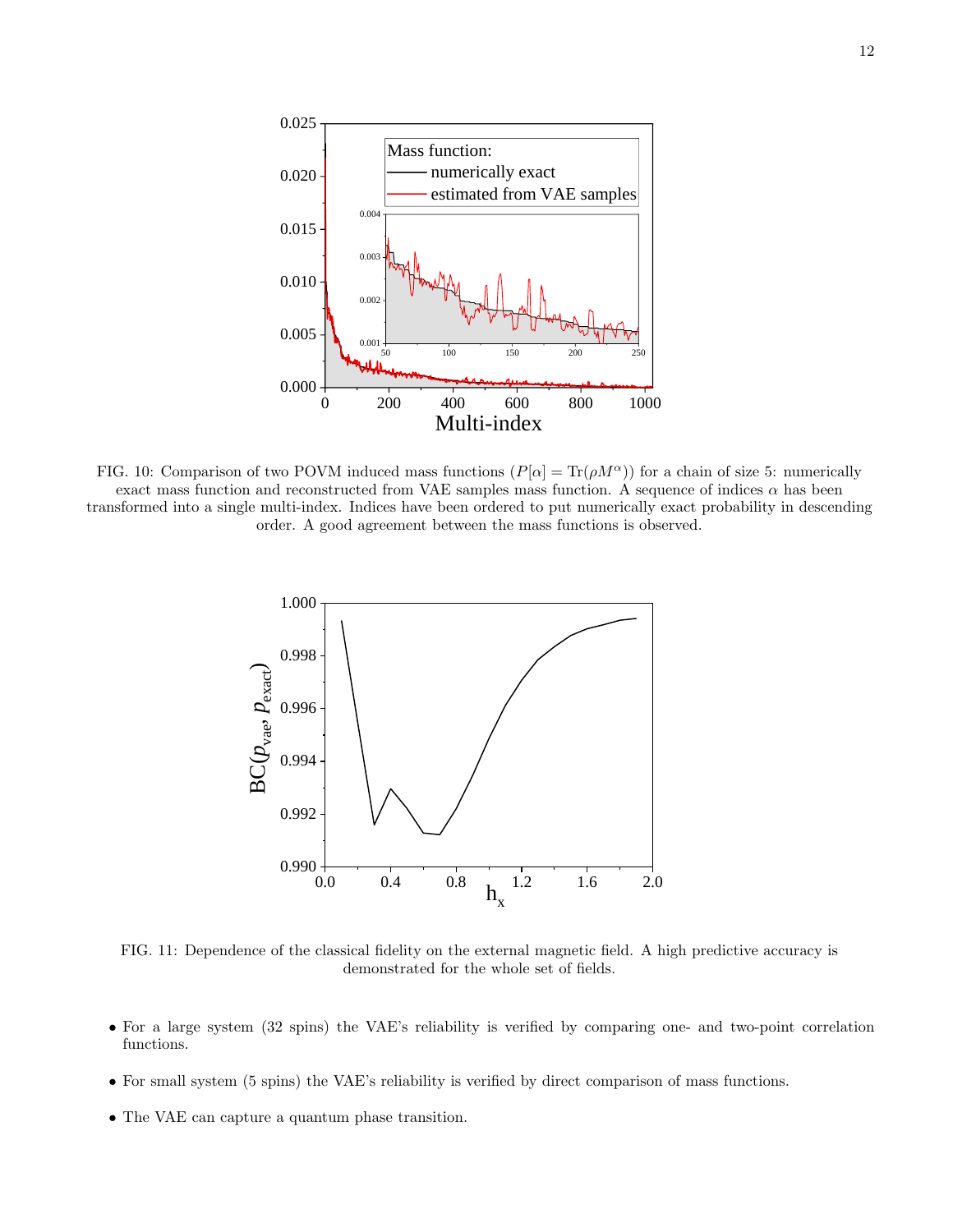FIG. 10: Comparison of two POVM induced mass functions ($P[\alpha] = \mathrm{Tr}(\rho M^{\alpha})$) for a chain of size 5: numerically exact mass function and reconstructed from VAE samples mass function. A sequence of indices $\alpha$ has been transformed into a single multi-index. Indices have been ordered to put numerically exact probability in descending order. A good agreement between the mass functions is observed.

FIG. 11: Dependence of the classical fidelity on the external magnetic field. A high predictive accuracy is demonstrated for the whole set of fields.

- For a large system (32 spins) the VAE's reliability is verified by comparing one- and two-point correlation functions.
- For small system (5 spins) the VAE's reliability is verified by direct comparison of mass functions.
- The VAE can capture a quantum phase transition.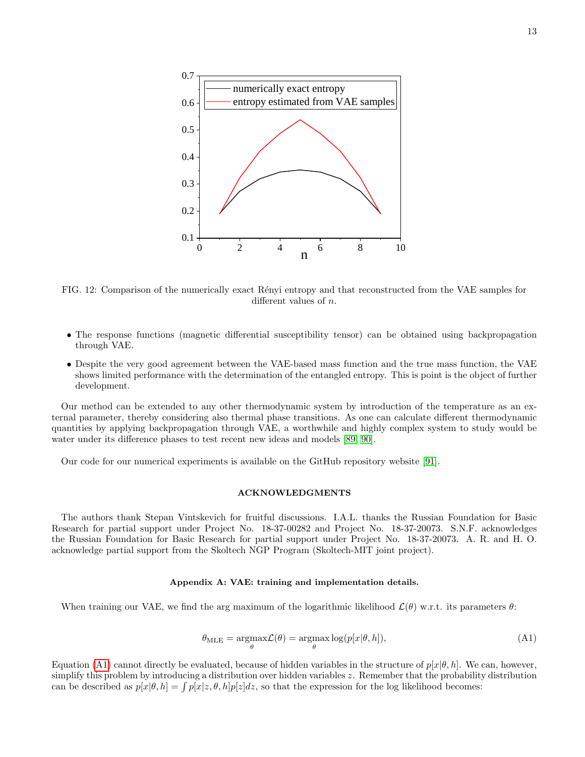FIG. 12: Comparison of the numerically exact Rényi entropy and that reconstructed from the VAE samples for different values of $n$.

- The response functions (magnetic differential susceptibility tensor) can be obtained using backpropagation through VAE.
- Despite the very good agreement between the VAE-based mass function and the true mass function, the VAE shows limited performance with the determination of the entangled entropy. This is point is the object of further development.

Our method can be extended to any other thermodynamic system by introduction of the temperature as an external parameter, thereby considering also thermal phase transitions. As one can calculate different thermodynamic quantities by applying backpropagation through VAE, a worthwhile and highly complex system to study would be water under its difference phases to test recent new ideas and models [89, 90].

Our code for our numerical experiments is available on the GitHub repository website [91].

## ACKNOWLEDGMENTS

The authors thank Stepan Vintskevich for fruitful discussions. I.A.L. thanks the Russian Foundation for Basic Research for partial support under Project No. 18-37-00282 and Project No. 18-37-20073. S.N.F. acknowledges the Russian Foundation for Basic Research for partial support under Project No. 18-37-20073. A. R. and H. O. acknowledge partial support from the Skoltech NGP Program (Skoltech-MIT joint project).

### Appendix A: VAE: training and implementation details.

When training our VAE, we find the arg maximum of the logarithmic likelihood $\mathcal{L}(\theta)$ w.r.t. its parameters $\theta$:

$$\theta_{\text{MLE}} = \underset{\theta}{\text{argmax}} \mathcal{L}(\theta) = \underset{\theta}{\text{argmax}} \log(p[x|\theta, h]), \tag{A1}$$

Equation (A1) cannot directly be evaluated, because of hidden variables in the structure of $p[x|\theta, h]$. We can, however, simplify this problem by introducing a distribution over hidden variables $z$. Remember that the probability distribution can be described as $p[x|\theta, h] = \int p[x|z, \theta, h]p[z]dz$, so that the expression for the log likelihood becomes: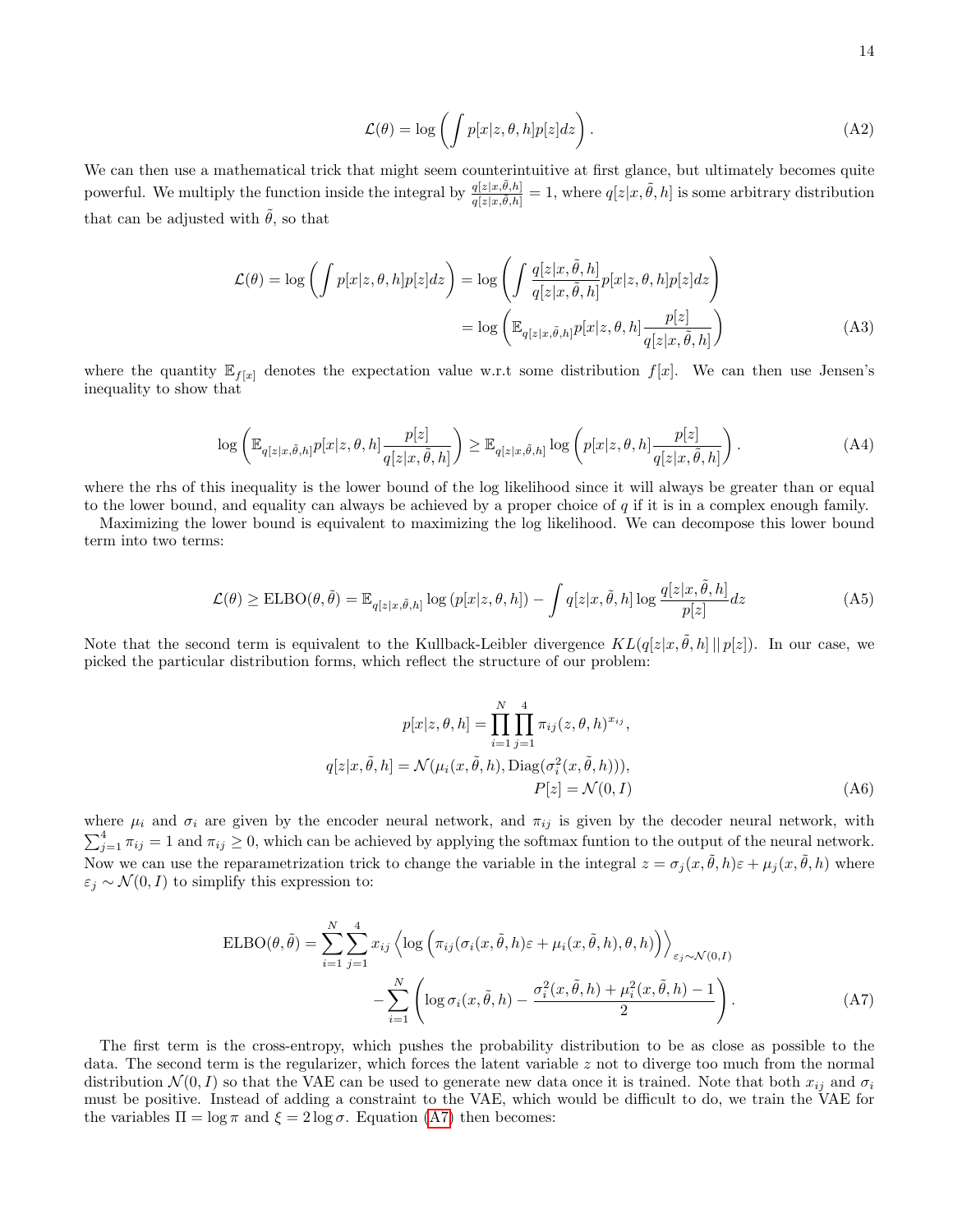$$\mathcal{L}(\theta) = \log\left(\int p[x|z,\theta,h]p[z]dz\right). \tag{A2}$$

We can then use a mathematical trick that might seem counterintuitive at first glance, but ultimately becomes quite powerful. We multiply the function inside the integral by $\frac{q[z|x,\tilde{\theta},h]}{q[z|x,\tilde{\theta},h]} = 1$, where $q[z|x,\tilde{\theta},h]$ is some arbitrary distribution that can be adjusted with $\tilde{\theta}$, so that

$$\begin{aligned}
\mathcal{L}(\theta) = \log\left(\int p[x|z,\theta,h]p[z]dz\right) &= \log\left(\int \frac{q[z|x,\tilde{\theta},h]}{q[z|x,\tilde{\theta},h]} p[x|z,\theta,h]p[z]dz\right) \\
&= \log\left(\mathbb{E}_{q[z|x,\tilde{\theta},h]} p[x|z,\theta,h]\frac{p[z]}{q[z|x,\tilde{\theta},h]}\right)
\end{aligned} \tag{A3}$$

where the quantity $\mathbb{E}_{f[x]}$ denotes the expectation value w.r.t some distribution $f[x]$. We can then use Jensen's inequality to show that

$$\log\left(\mathbb{E}_{q[z|x,\tilde{\theta},h]} p[x|z,\theta,h]\frac{p[z]}{q[z|x,\tilde{\theta},h]}\right) \geq \mathbb{E}_{q[z|x,\tilde{\theta},h]} \log\left(p[x|z,\theta,h]\frac{p[z]}{q[z|x,\tilde{\theta},h]}\right). \tag{A4}$$

where the rhs of this inequality is the lower bound of the log likelihood since it will always be greater than or equal to the lower bound, and equality can always be achieved by a proper choice of $q$ if it is in a complex enough family.

Maximizing the lower bound is equivalent to maximizing the log likelihood. We can decompose this lower bound term into two terms:

$$\mathcal{L}(\theta) \geq \text{ELBO}(\theta,\tilde{\theta}) = \mathbb{E}_{q[z|x,\tilde{\theta},h]} \log\left(p[x|z,\theta,h]\right) - \int q[z|x,\tilde{\theta},h] \log\frac{q[z|x,\tilde{\theta},h]}{p[z]} dz \tag{A5}$$

Note that the second term is equivalent to the Kullback-Leibler divergence $KL(q[z|x,\tilde{\theta},h]\,||\,p[z])$. In our case, we picked the particular distribution forms, which reflect the structure of our problem:

$$\begin{aligned}
p[x|z,\theta,h] &= \prod_{i=1}^{N}\prod_{j=1}^{4} \pi_{ij}(z,\theta,h)^{x_{ij}}, \\
q[z|x,\tilde{\theta},h] &= \mathcal{N}(\mu_i(x,\tilde{\theta},h), \text{Diag}(\sigma_i^2(x,\tilde{\theta},h))), \\
P[z] &= \mathcal{N}(0,I)
\end{aligned} \tag{A6}$$

where $\mu_i$ and $\sigma_i$ are given by the encoder neural network, and $\pi_{ij}$ is given by the decoder neural network, with $\sum_{j=1}^{4}\pi_{ij} = 1$ and $\pi_{ij} \geq 0$, which can be achieved by applying the softmax funtion to the output of the neural network. Now we can use the reparametrization trick to change the variable in the integral $z = \sigma_j(x,\tilde{\theta},h)\varepsilon + \mu_j(x,\tilde{\theta},h)$ where $\varepsilon_j \sim \mathcal{N}(0,I)$ to simplify this expression to:

$$\begin{aligned}
\text{ELBO}(\theta,\tilde{\theta}) = \sum_{i=1}^{N}\sum_{j=1}^{4} x_{ij} &\left\langle \log\left(\pi_{ij}(\sigma_i(x,\tilde{\theta},h)\varepsilon + \mu_i(x,\tilde{\theta},h),\theta,h)\right)\right\rangle_{\varepsilon_j\sim\mathcal{N}(0,I)} \\
&- \sum_{i=1}^{N}\left(\log\sigma_i(x,\tilde{\theta},h) - \frac{\sigma_i^2(x,\tilde{\theta},h) + \mu_i^2(x,\tilde{\theta},h) - 1}{2}\right).
\end{aligned} \tag{A7}$$

The first term is the cross-entropy, which pushes the probability distribution to be as close as possible to the data. The second term is the regularizer, which forces the latent variable $z$ not to diverge too much from the normal distribution $\mathcal{N}(0,I)$ so that the VAE can be used to generate new data once it is trained. Note that both $x_{ij}$ and $\sigma_i$ must be positive. Instead of adding a constraint to the VAE, which would be difficult to do, we train the VAE for the variables $\Pi = \log\pi$ and $\xi = 2\log\sigma$. Equation (A7) then becomes: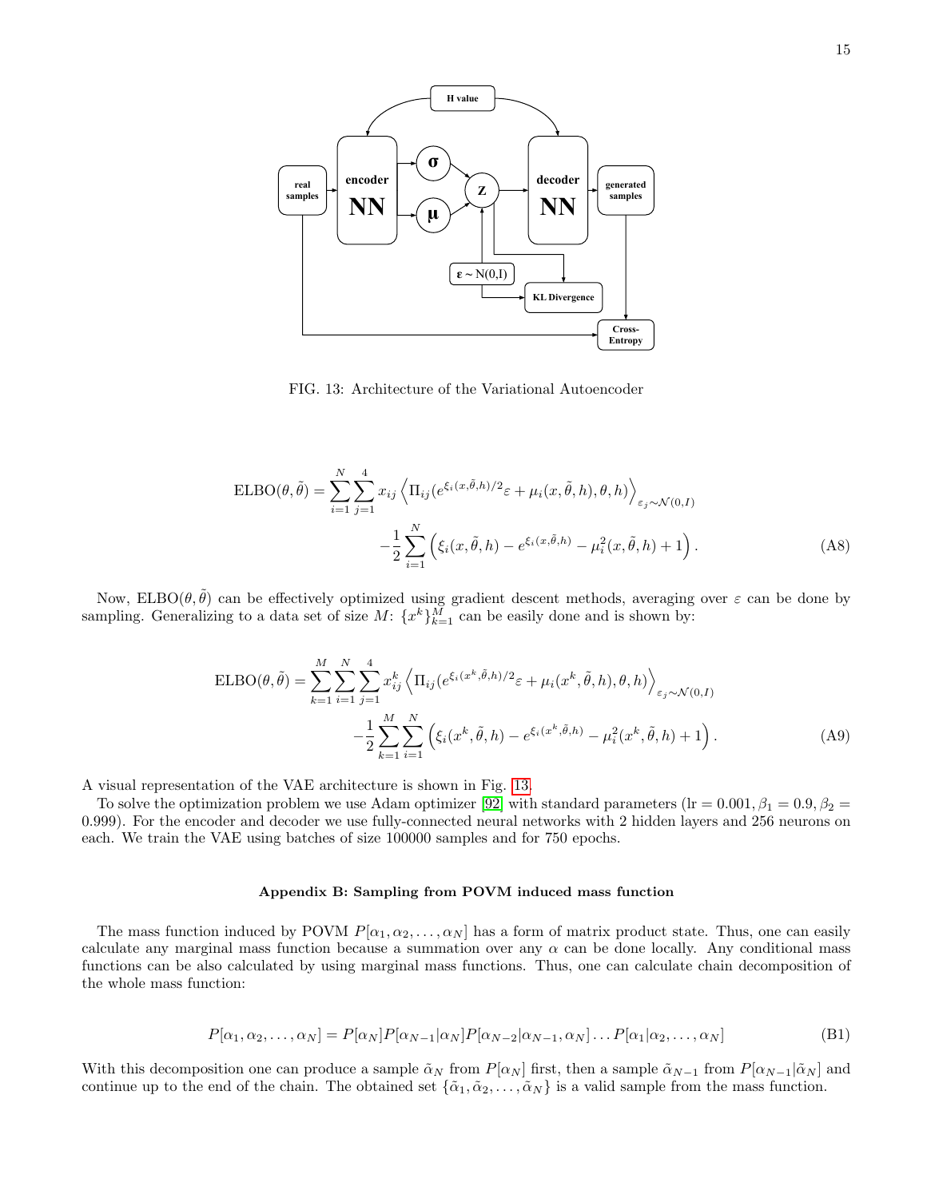FIG. 13: Architecture of the Variational Autoencoder

$$
\mathrm{ELBO}(\theta,\tilde{\theta}) = \sum_{i=1}^{N}\sum_{j=1}^{4} x_{ij}\left\langle \Pi_{ij}(e^{\xi_i(x,\tilde{\theta},h)/2}\varepsilon + \mu_i(x,\tilde{\theta},h),\theta,h)\right\rangle_{\varepsilon_j\sim\mathcal{N}(0,I)}
$$
$$
-\frac{1}{2}\sum_{i=1}^{N}\left(\xi_i(x,\tilde{\theta},h) - e^{\xi_i(x,\tilde{\theta},h)} - \mu_i^2(x,\tilde{\theta},h) + 1\right). \tag{A8}
$$

Now, $\mathrm{ELBO}(\theta,\tilde{\theta})$ can be effectively optimized using gradient descent methods, averaging over $\varepsilon$ can be done by sampling. Generalizing to a data set of size $M$: $\{x^k\}_{k=1}^{M}$ can be easily done and is shown by:

$$
\mathrm{ELBO}(\theta,\tilde{\theta}) = \sum_{k=1}^{M}\sum_{i=1}^{N}\sum_{j=1}^{4} x_{ij}^k\left\langle \Pi_{ij}(e^{\xi_i(x^k,\tilde{\theta},h)/2}\varepsilon + \mu_i(x^k,\tilde{\theta},h),\theta,h)\right\rangle_{\varepsilon_j\sim\mathcal{N}(0,I)}
$$
$$
-\frac{1}{2}\sum_{k=1}^{M}\sum_{i=1}^{N}\left(\xi_i(x^k,\tilde{\theta},h) - e^{\xi_i(x^k,\tilde{\theta},h)} - \mu_i^2(x^k,\tilde{\theta},h) + 1\right). \tag{A9}
$$

A visual representation of the VAE architecture is shown in Fig. 13.

To solve the optimization problem we use Adam optimizer [92] with standard parameters ($\mathrm{lr} = 0.001, \beta_1 = 0.9, \beta_2 = 0.999$). For the encoder and decoder we use fully-connected neural networks with 2 hidden layers and 256 neurons on each. We train the VAE using batches of size 100000 samples and for 750 epochs.

### Appendix B: Sampling from POVM induced mass function

The mass function induced by POVM $P[\alpha_1,\alpha_2,\ldots,\alpha_N]$ has a form of matrix product state. Thus, one can easily calculate any marginal mass function because a summation over any $\alpha$ can be done locally. Any conditional mass functions can be also calculated by using marginal mass functions. Thus, one can calculate chain decomposition of the whole mass function:

$$
P[\alpha_1,\alpha_2,\ldots,\alpha_N] = P[\alpha_N]P[\alpha_{N-1}|\alpha_N]P[\alpha_{N-2}|\alpha_{N-1},\alpha_N]\ldots P[\alpha_1|\alpha_2,\ldots,\alpha_N] \tag{B1}
$$

With this decomposition one can produce a sample $\tilde{\alpha}_N$ from $P[\alpha_N]$ first, then a sample $\tilde{\alpha}_{N-1}$ from $P[\alpha_{N-1}|\tilde{\alpha}_N]$ and continue up to the end of the chain. The obtained set $\{\tilde{\alpha}_1,\tilde{\alpha}_2,\ldots,\tilde{\alpha}_N\}$ is a valid sample from the mass function.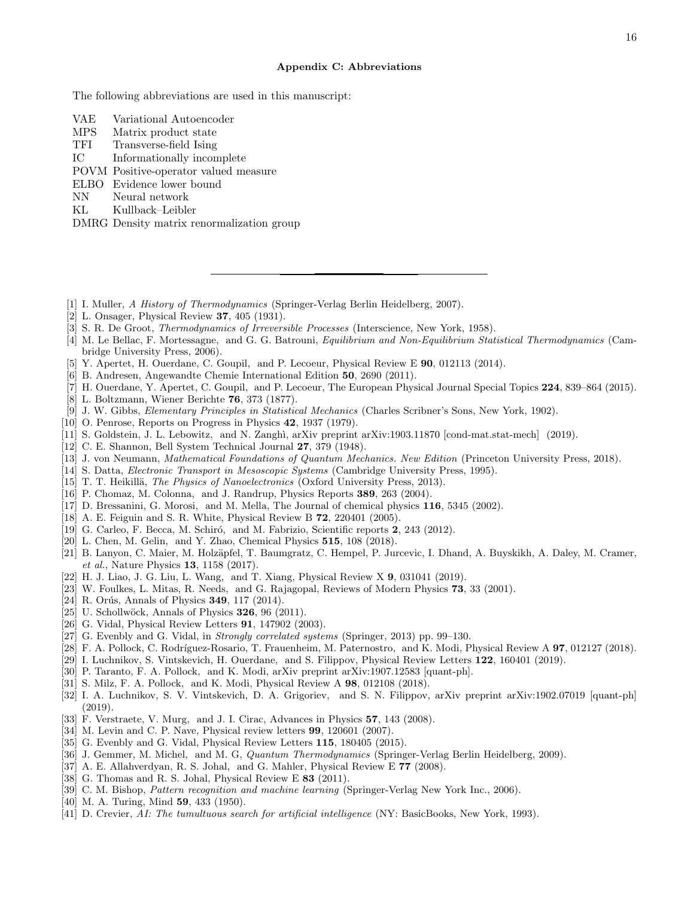### Appendix C: Abbreviations

The following abbreviations are used in this manuscript:

| | |
|---|---|
| VAE | Variational Autoencoder |
| MPS | Matrix product state |
| TFI | Transverse-field Ising |
| IC | Informationally incomplete |
| POVM | Positive-operator valued measure |
| ELBO | Evidence lower bound |
| NN | Neural network |
| KL | Kullback–Leibler |
| DMRG | Density matrix renormalization group |

---

[1] I. Muller, *A History of Thermodynamics* (Springer-Verlag Berlin Heidelberg, 2007).
[2] L. Onsager, Physical Review **37**, 405 (1931).
[3] S. R. De Groot, *Thermodynamics of Irreversible Processes* (Interscience, New York, 1958).
[4] M. Le Bellac, F. Mortessagne, and G. G. Batrouni, *Equilibrium and Non-Equilibrium Statistical Thermodynamics* (Cambridge University Press, 2006).
[5] Y. Apertet, H. Ouerdane, C. Goupil, and P. Lecoeur, Physical Review E **90**, 012113 (2014).
[6] B. Andresen, Angewandte Chemie International Edition **50**, 2690 (2011).
[7] H. Ouerdane, Y. Apertet, C. Goupil, and P. Lecoeur, The European Physical Journal Special Topics **224**, 839–864 (2015).
[8] L. Boltzmann, Wiener Berichte **76**, 373 (1877).
[9] J. W. Gibbs, *Elementary Principles in Statistical Mechanics* (Charles Scribner's Sons, New York, 1902).
[10] O. Penrose, Reports on Progress in Physics **42**, 1937 (1979).
[11] S. Goldstein, J. L. Lebowitz, and N. Zanghì, arXiv preprint arXiv:1903.11870 [cond-mat.stat-mech] (2019).
[12] C. E. Shannon, Bell System Technical Journal **27**, 379 (1948).
[13] J. von Neumann, *Mathematical Foundations of Quantum Mechanics. New Edition* (Princeton University Press, 2018).
[14] S. Datta, *Electronic Transport in Mesoscopic Systems* (Cambridge University Press, 1995).
[15] T. T. Heikillä, *The Physics of Nanoelectronics* (Oxford University Press, 2013).
[16] P. Chomaz, M. Colonna, and J. Randrup, Physics Reports **389**, 263 (2004).
[17] D. Bressanini, G. Morosi, and M. Mella, The Journal of chemical physics **116**, 5345 (2002).
[18] A. E. Feiguin and S. R. White, Physical Review B **72**, 220401 (2005).
[19] G. Carleo, F. Becca, M. Schiró, and M. Fabrizio, Scientific reports **2**, 243 (2012).
[20] L. Chen, M. Gelin, and Y. Zhao, Chemical Physics **515**, 108 (2018).
[21] B. Lanyon, C. Maier, M. Holzäpfel, T. Baumgratz, C. Hempel, P. Jurcevic, I. Dhand, A. Buyskikh, A. Daley, M. Cramer, *et al.*, Nature Physics **13**, 1158 (2017).
[22] H. J. Liao, J. G. Liu, L. Wang, and T. Xiang, Physical Review X **9**, 031041 (2019).
[23] W. Foulkes, L. Mitas, R. Needs, and G. Rajagopal, Reviews of Modern Physics **73**, 33 (2001).
[24] R. Orús, Annals of Physics **349**, 117 (2014).
[25] U. Schollwöck, Annals of Physics **326**, 96 (2011).
[26] G. Vidal, Physical Review Letters **91**, 147902 (2003).
[27] G. Evenbly and G. Vidal, in *Strongly correlated systems* (Springer, 2013) pp. 99–130.
[28] F. A. Pollock, C. Rodríguez-Rosario, T. Frauenheim, M. Paternostro, and K. Modi, Physical Review A **97**, 012127 (2018).
[29] I. Luchnikov, S. Vintskevich, H. Ouerdane, and S. Filippov, Physical Review Letters **122**, 160401 (2019).
[30] P. Taranto, F. A. Pollock, and K. Modi, arXiv preprint arXiv:1907.12583 [quant-ph].
[31] S. Milz, F. A. Pollock, and K. Modi, Physical Review A **98**, 012108 (2018).
[32] I. A. Luchnikov, S. V. Vintskevich, D. A. Grigoriev, and S. N. Filippov, arXiv preprint arXiv:1902.07019 [quant-ph] (2019).
[33] F. Verstraete, V. Murg, and J. I. Cirac, Advances in Physics **57**, 143 (2008).
[34] M. Levin and C. P. Nave, Physical review letters **99**, 120601 (2007).
[35] G. Evenbly and G. Vidal, Physical Review Letters **115**, 180405 (2015).
[36] J. Gemmer, M. Michel, and M. G, *Quantum Thermodynamics* (Springer-Verlag Berlin Heidelberg, 2009).
[37] A. E. Allahverdyan, R. S. Johal, and G. Mahler, Physical Review E **77** (2008).
[38] G. Thomas and R. S. Johal, Physical Review E **83** (2011).
[39] C. M. Bishop, *Pattern recognition and machine learning* (Springer-Verlag New York Inc., 2006).
[40] M. A. Turing, Mind **59**, 433 (1950).
[41] D. Crevier, *AI: The tumultuous search for artificial intelligence* (NY: BasicBooks, New York, 1993).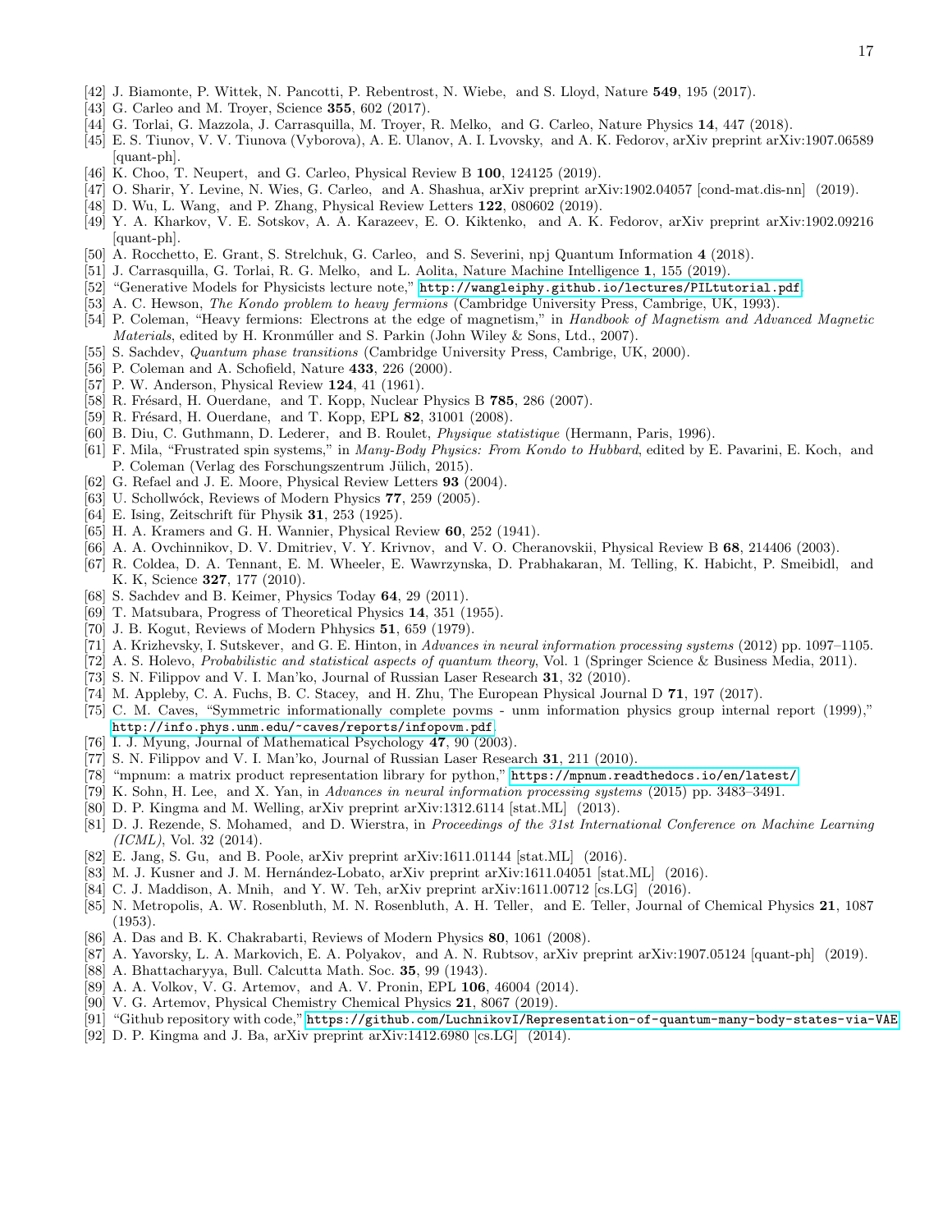[42] J. Biamonte, P. Wittek, N. Pancotti, P. Rebentrost, N. Wiebe, and S. Lloyd, Nature **549**, 195 (2017).
[43] G. Carleo and M. Troyer, Science **355**, 602 (2017).
[44] G. Torlai, G. Mazzola, J. Carrasquilla, M. Troyer, R. Melko, and G. Carleo, Nature Physics **14**, 447 (2018).
[45] E. S. Tiunov, V. V. Tiunova (Vyborova), A. E. Ulanov, A. I. Lvovsky, and A. K. Fedorov, arXiv preprint arXiv:1907.06589 [quant-ph].
[46] K. Choo, T. Neupert, and G. Carleo, Physical Review B **100**, 124125 (2019).
[47] O. Sharir, Y. Levine, N. Wies, G. Carleo, and A. Shashua, arXiv preprint arXiv:1902.04057 [cond-mat.dis-nn] (2019).
[48] D. Wu, L. Wang, and P. Zhang, Physical Review Letters **122**, 080602 (2019).
[49] Y. A. Kharkov, V. E. Sotskov, A. A. Karazeev, E. O. Kiktenko, and A. K. Fedorov, arXiv preprint arXiv:1902.09216 [quant-ph].
[50] A. Rocchetto, E. Grant, S. Strelchuk, G. Carleo, and S. Severini, npj Quantum Information **4** (2018).
[51] J. Carrasquilla, G. Torlai, R. G. Melko, and L. Aolita, Nature Machine Intelligence **1**, 155 (2019).
[52] "Generative Models for Physicists lecture note," http://wangleiphy.github.io/lectures/PILtutorial.pdf.
[53] A. C. Hewson, *The Kondo problem to heavy fermions* (Cambridge University Press, Cambrige, UK, 1993).
[54] P. Coleman, "Heavy fermions: Electrons at the edge of magnetism," in *Handbook of Magnetism and Advanced Magnetic Materials*, edited by H. Kronmúller and S. Parkin (John Wiley & Sons, Ltd., 2007).
[55] S. Sachdev, *Quantum phase transitions* (Cambridge University Press, Cambrige, UK, 2000).
[56] P. Coleman and A. Schofield, Nature **433**, 226 (2000).
[57] P. W. Anderson, Physical Review **124**, 41 (1961).
[58] R. Frésard, H. Ouerdane, and T. Kopp, Nuclear Physics B **785**, 286 (2007).
[59] R. Frésard, H. Ouerdane, and T. Kopp, EPL **82**, 31001 (2008).
[60] B. Diu, C. Guthmann, D. Lederer, and B. Roulet, *Physique statistique* (Hermann, Paris, 1996).
[61] F. Mila, "Frustrated spin systems," in *Many-Body Physics: From Kondo to Hubbard*, edited by E. Pavarini, E. Koch, and P. Coleman (Verlag des Forschungszentrum Jülich, 2015).
[62] G. Refael and J. E. Moore, Physical Review Letters **93** (2004).
[63] U. Schollwóck, Reviews of Modern Physics **77**, 259 (2005).
[64] E. Ising, Zeitschrift für Physik **31**, 253 (1925).
[65] H. A. Kramers and G. H. Wannier, Physical Review **60**, 252 (1941).
[66] A. A. Ovchinnikov, D. V. Dmitriev, V. Y. Krivnov, and V. O. Cheranovskii, Physical Review B **68**, 214406 (2003).
[67] R. Coldea, D. A. Tennant, E. M. Wheeler, E. Wawrzynska, D. Prabhakaran, M. Telling, K. Habicht, P. Smeibidl, and K. K, Science **327**, 177 (2010).
[68] S. Sachdev and B. Keimer, Physics Today **64**, 29 (2011).
[69] T. Matsubara, Progress of Theoretical Physics **14**, 351 (1955).
[70] J. B. Kogut, Reviews of Modern Phhysics **51**, 659 (1979).
[71] A. Krizhevsky, I. Sutskever, and G. E. Hinton, in *Advances in neural information processing systems* (2012) pp. 1097–1105.
[72] A. S. Holevo, *Probabilistic and statistical aspects of quantum theory*, Vol. 1 (Springer Science & Business Media, 2011).
[73] S. N. Filippov and V. I. Man'ko, Journal of Russian Laser Research **31**, 32 (2010).
[74] M. Appleby, C. A. Fuchs, B. C. Stacey, and H. Zhu, The European Physical Journal D **71**, 197 (2017).
[75] C. M. Caves, "Symmetric informationally complete povms - unm information physics group internal report (1999)," http://info.phys.unm.edu/~caves/reports/infopovm.pdf.
[76] I. J. Myung, Journal of Mathematical Psychology **47**, 90 (2003).
[77] S. N. Filippov and V. I. Man'ko, Journal of Russian Laser Research **31**, 211 (2010).
[78] "mpnum: a matrix product representation library for python," https://mpnum.readthedocs.io/en/latest/.
[79] K. Sohn, H. Lee, and X. Yan, in *Advances in neural information processing systems* (2015) pp. 3483–3491.
[80] D. P. Kingma and M. Welling, arXiv preprint arXiv:1312.6114 [stat.ML] (2013).
[81] D. J. Rezende, S. Mohamed, and D. Wierstra, in *Proceedings of the 31st International Conference on Machine Learning (ICML)*, Vol. 32 (2014).
[82] E. Jang, S. Gu, and B. Poole, arXiv preprint arXiv:1611.01144 [stat.ML] (2016).
[83] M. J. Kusner and J. M. Hernández-Lobato, arXiv preprint arXiv:1611.04051 [stat.ML] (2016).
[84] C. J. Maddison, A. Mnih, and Y. W. Teh, arXiv preprint arXiv:1611.00712 [cs.LG] (2016).
[85] N. Metropolis, A. W. Rosenbluth, M. N. Rosenbluth, A. H. Teller, and E. Teller, Journal of Chemical Physics **21**, 1087 (1953).
[86] A. Das and B. K. Chakrabarti, Reviews of Modern Physics **80**, 1061 (2008).
[87] A. Yavorsky, L. A. Markovich, E. A. Polyakov, and A. N. Rubtsov, arXiv preprint arXiv:1907.05124 [quant-ph] (2019).
[88] A. Bhattacharyya, Bull. Calcutta Math. Soc. **35**, 99 (1943).
[89] A. A. Volkov, V. G. Artemov, and A. V. Pronin, EPL **106**, 46004 (2014).
[90] V. G. Artemov, Physical Chemistry Chemical Physics **21**, 8067 (2019).
[91] "Github repository with code," https://github.com/LuchnikovI/Representation-of-quantum-many-body-states-via-VAE.
[92] D. P. Kingma and J. Ba, arXiv preprint arXiv:1412.6980 [cs.LG] (2014).